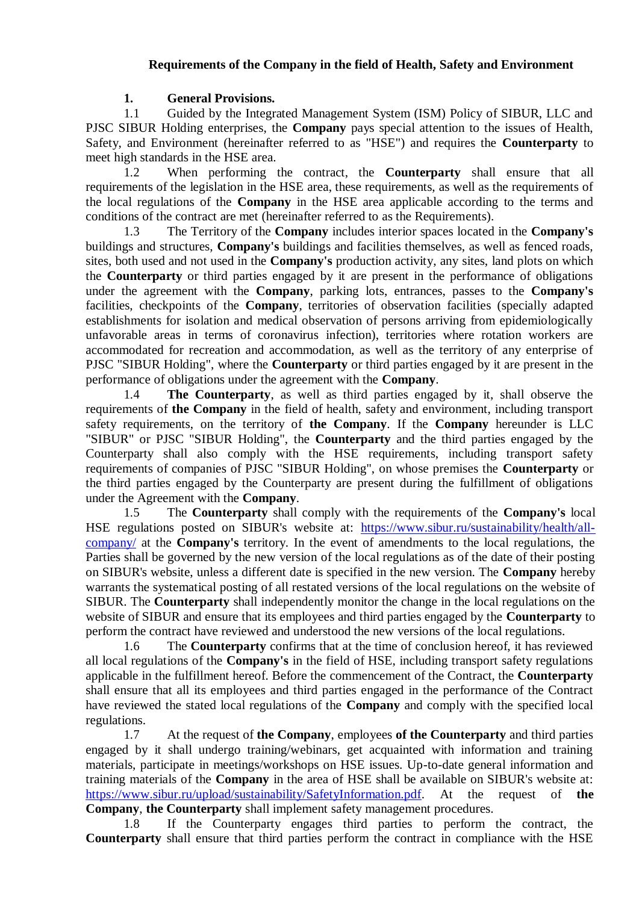## Requirements of the Company in the field of Health, Safety and Environment

### 1. General Provisions.

1.1 Guided by the Integrated Management System (ISM) Policy of SIBUR, LLC and PJSC SIBUR Holding enterprises, the **Company** pays special attention to the issues of Health, Safety, and Environment (hereinafter referred to as "HSE") and requires the **Counterparty** to meet high standards in the HSE area.

1.2 When performing the contract, the **Counterparty** shall ensure that all requirements of the legislation in the HSE area, these requirements, as well as the requirements of the local regulations of the **Company** in the HSE area applicable according to the terms and conditions of the contract are met (hereinafter referred to as the Requirements).

1.3 The Territory of the **Company** includes interior spaces located in the **Company's** buildings and structures, **Company's** buildings and facilities themselves, as well as fenced roads, sites, both used and not used in the **Company's** production activity, any sites, land plots on which the **Counterparty** or third parties engaged by it are present in the performance of obligations under the agreement with the **Company**, parking lots, entrances, passes to the **Company's** facilities, checkpoints of the **Company**, territories of observation facilities (specially adapted establishments for isolation and medical observation of persons arriving from epidemiologically unfavorable areas in terms of coronavirus infection), territories where rotation workers are accommodated for recreation and accommodation, as well as the territory of any enterprise of PJSC "SIBUR Holding", where the **Counterparty** or third parties engaged by it are present in the performance of obligations under the agreement with the **Company**.

1.4 **The Counterparty**, as well as third parties engaged by it, shall observe the requirements of **the Company** in the field of health, safety and environment, including transport safety requirements, on the territory of **the Company**. If the **Company** hereunder is LLC "SIBUR" or PJSC "SIBUR Holding", the **Counterparty** and the third parties engaged by the Counterparty shall also comply with the HSE requirements, including transport safety requirements of companies of PJSC "SIBUR Holding", on whose premises the **Counterparty** or the third parties engaged by the Counterparty are present during the fulfillment of obligations under the Agreement with the **Company**.

1.5 The **Counterparty** shall comply with the requirements of the **Company's** local HSE regulations posted on SIBUR's website at: https://www.sibur.ru/sustainability/health/all-company/ at the **Company's** territory. In the event of amendments to the local regulations, the Parties shall be governed by the new version of the local regulations as of the date of their posting on SIBUR's website, unless a different date is specified in the new version. The **Company** hereby warrants the systematical posting of all restated versions of the local regulations on the website of SIBUR. The **Counterparty** shall independently monitor the change in the local regulations on the website of SIBUR and ensure that its employees and third parties engaged by the **Counterparty** to perform the contract have reviewed and understood the new versions of the local regulations.

1.6 The **Counterparty** confirms that at the time of conclusion hereof, it has reviewed all local regulations of the **Company's** in the field of HSE, including transport safety regulations applicable in the fulfillment hereof. Before the commencement of the Contract, the **Counterparty** shall ensure that all its employees and third parties engaged in the performance of the Contract have reviewed the stated local regulations of the **Company** and comply with the specified local regulations.

1.7 At the request of **the Company**, employees **of the Counterparty** and third parties engaged by it shall undergo training/webinars, get acquainted with information and training materials, participate in meetings/workshops on HSE issues. Up-to-date general information and training materials of the **Company** in the area of HSE shall be available on SIBUR's website at: https://www.sibur.ru/upload/sustainability/SafetyInformation.pdf. At the request of **the Company**, **the Counterparty** shall implement safety management procedures.

1.8 If the Counterparty engages third parties to perform the contract, the **Counterparty** shall ensure that third parties perform the contract in compliance with the HSE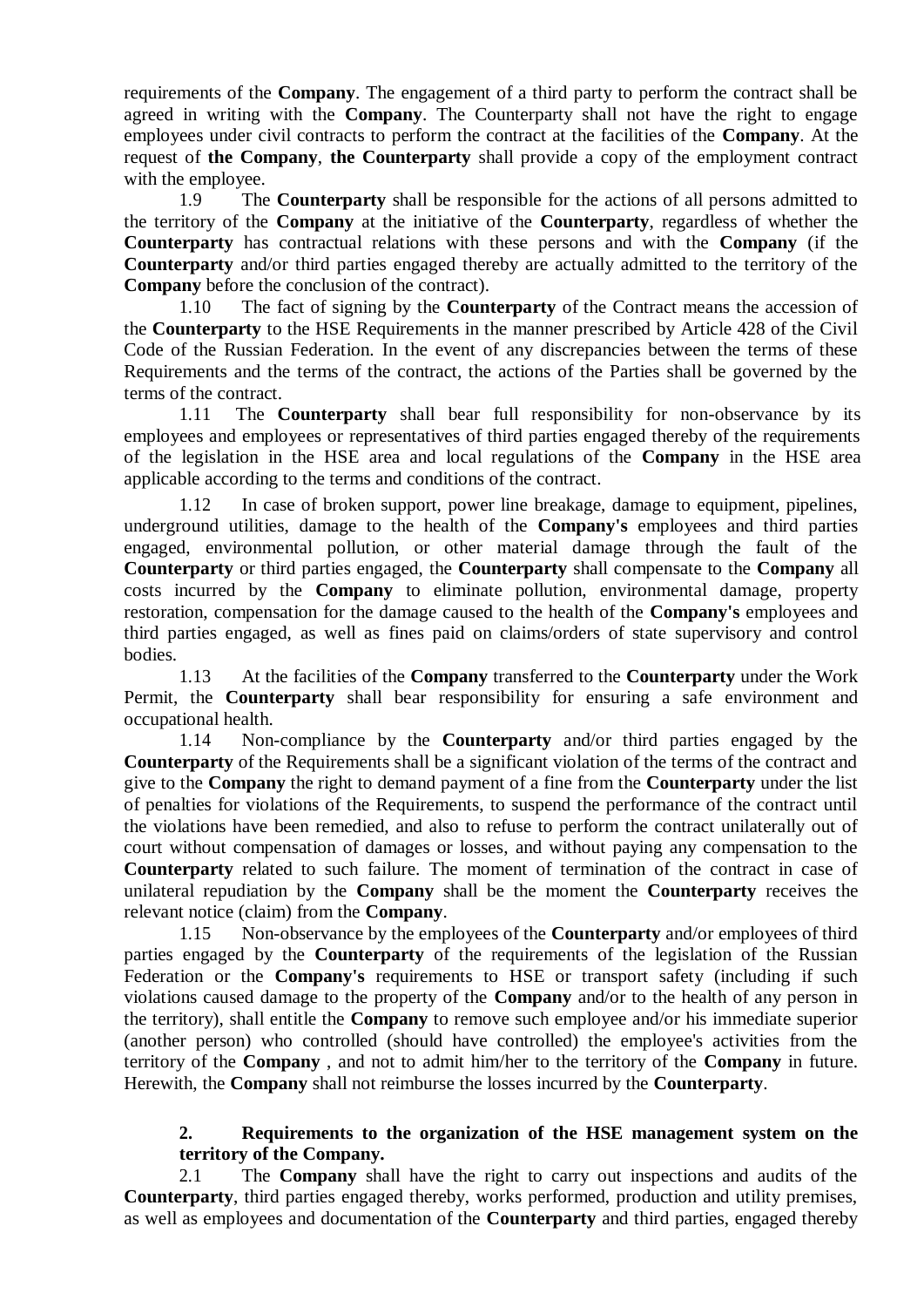requirements of the **Company**. The engagement of a third party to perform the contract shall be agreed in writing with the **Company**. The Counterparty shall not have the right to engage employees under civil contracts to perform the contract at the facilities of the **Company**. At the request of **the Company**, **the Counterparty** shall provide a copy of the employment contract with the employee.

1.9 The **Counterparty** shall be responsible for the actions of all persons admitted to the territory of the **Company** at the initiative of the **Counterparty**, regardless of whether the **Counterparty** has contractual relations with these persons and with the **Company** (if the **Counterparty** and/or third parties engaged thereby are actually admitted to the territory of the **Company** before the conclusion of the contract).

1.10 The fact of signing by the **Counterparty** of the Contract means the accession of the **Counterparty** to the HSE Requirements in the manner prescribed by Article 428 of the Civil Code of the Russian Federation. In the event of any discrepancies between the terms of these Requirements and the terms of the contract, the actions of the Parties shall be governed by the terms of the contract.

1.11 The **Counterparty** shall bear full responsibility for non-observance by its employees and employees or representatives of third parties engaged thereby of the requirements of the legislation in the HSE area and local regulations of the **Company** in the HSE area applicable according to the terms and conditions of the contract.

1.12 In case of broken support, power line breakage, damage to equipment, pipelines, underground utilities, damage to the health of the **Company's** employees and third parties engaged, environmental pollution, or other material damage through the fault of the **Counterparty** or third parties engaged, the **Counterparty** shall compensate to the **Company** all costs incurred by the **Company** to eliminate pollution, environmental damage, property restoration, compensation for the damage caused to the health of the **Company's** employees and third parties engaged, as well as fines paid on claims/orders of state supervisory and control bodies.

1.13 At the facilities of the **Company** transferred to the **Counterparty** under the Work Permit, the **Counterparty** shall bear responsibility for ensuring a safe environment and occupational health.

1.14 Non-compliance by the **Counterparty** and/or third parties engaged by the **Counterparty** of the Requirements shall be a significant violation of the terms of the contract and give to the **Company** the right to demand payment of a fine from the **Counterparty** under the list of penalties for violations of the Requirements, to suspend the performance of the contract until the violations have been remedied, and also to refuse to perform the contract unilaterally out of court without compensation of damages or losses, and without paying any compensation to the **Counterparty** related to such failure. The moment of termination of the contract in case of unilateral repudiation by the **Company** shall be the moment the **Counterparty** receives the relevant notice (claim) from the **Company**.

1.15 Non-observance by the employees of the **Counterparty** and/or employees of third parties engaged by the **Counterparty** of the requirements of the legislation of the Russian Federation or the **Company's** requirements to HSE or transport safety (including if such violations caused damage to the property of the **Company** and/or to the health of any person in the territory), shall entitle the **Company** to remove such employee and/or his immediate superior (another person) who controlled (should have controlled) the employee's activities from the territory of the **Company** , and not to admit him/her to the territory of the **Company** in future. Herewith, the **Company** shall not reimburse the losses incurred by the **Counterparty**.

## 2. Requirements to the organization of the HSE management system on the territory of the Company.

2.1 The **Company** shall have the right to carry out inspections and audits of the **Counterparty**, third parties engaged thereby, works performed, production and utility premises, as well as employees and documentation of the **Counterparty** and third parties, engaged thereby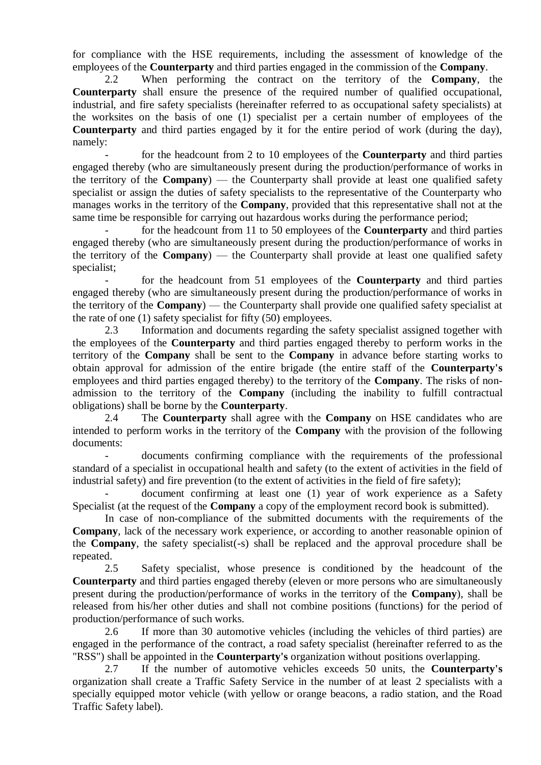for compliance with the HSE requirements, including the assessment of knowledge of the employees of the **Counterparty** and third parties engaged in the commission of the **Company**.

2.2 When performing the contract on the territory of the **Company**, the **Counterparty** shall ensure the presence of the required number of qualified occupational, industrial, and fire safety specialists (hereinafter referred to as occupational safety specialists) at the worksites on the basis of one (1) specialist per a certain number of employees of the **Counterparty** and third parties engaged by it for the entire period of work (during the day), namely:

- for the headcount from 2 to 10 employees of the **Counterparty** and third parties engaged thereby (who are simultaneously present during the production/performance of works in the territory of the **Company**) — the Counterparty shall provide at least one qualified safety specialist or assign the duties of safety specialists to the representative of the Counterparty who manages works in the territory of the **Company**, provided that this representative shall not at the same time be responsible for carrying out hazardous works during the performance period;
- for the headcount from 11 to 50 employees of the **Counterparty** and third parties engaged thereby (who are simultaneously present during the production/performance of works in the territory of the **Company**) — the Counterparty shall provide at least one qualified safety specialist;
- for the headcount from 51 employees of the **Counterparty** and third parties engaged thereby (who are simultaneously present during the production/performance of works in the territory of the **Company**) — the Counterparty shall provide one qualified safety specialist at the rate of one (1) safety specialist for fifty (50) employees.

2.3 Information and documents regarding the safety specialist assigned together with the employees of the **Counterparty** and third parties engaged thereby to perform works in the territory of the **Company** shall be sent to the **Company** in advance before starting works to obtain approval for admission of the entire brigade (the entire staff of the **Counterparty's** employees and third parties engaged thereby) to the territory of the **Company**. The risks of non-admission to the territory of the **Company** (including the inability to fulfill contractual obligations) shall be borne by the **Counterparty**.

2.4 The **Counterparty** shall agree with the **Company** on HSE candidates who are intended to perform works in the territory of the **Company** with the provision of the following documents:

- documents confirming compliance with the requirements of the professional standard of a specialist in occupational health and safety (to the extent of activities in the field of industrial safety) and fire prevention (to the extent of activities in the field of fire safety);
- document confirming at least one (1) year of work experience as a Safety Specialist (at the request of the **Company** a copy of the employment record book is submitted).

In case of non-compliance of the submitted documents with the requirements of the **Company**, lack of the necessary work experience, or according to another reasonable opinion of the **Company**, the safety specialist(-s) shall be replaced and the approval procedure shall be repeated.

2.5 Safety specialist, whose presence is conditioned by the headcount of the **Counterparty** and third parties engaged thereby (eleven or more persons who are simultaneously present during the production/performance of works in the territory of the **Company**), shall be released from his/her other duties and shall not combine positions (functions) for the period of production/performance of such works.

2.6 If more than 30 automotive vehicles (including the vehicles of third parties) are engaged in the performance of the contract, a road safety specialist (hereinafter referred to as the "RSS") shall be appointed in the **Counterparty's** organization without positions overlapping.

2.7 If the number of automotive vehicles exceeds 50 units, the **Counterparty's** organization shall create a Traffic Safety Service in the number of at least 2 specialists with a specially equipped motor vehicle (with yellow or orange beacons, a radio station, and the Road Traffic Safety label).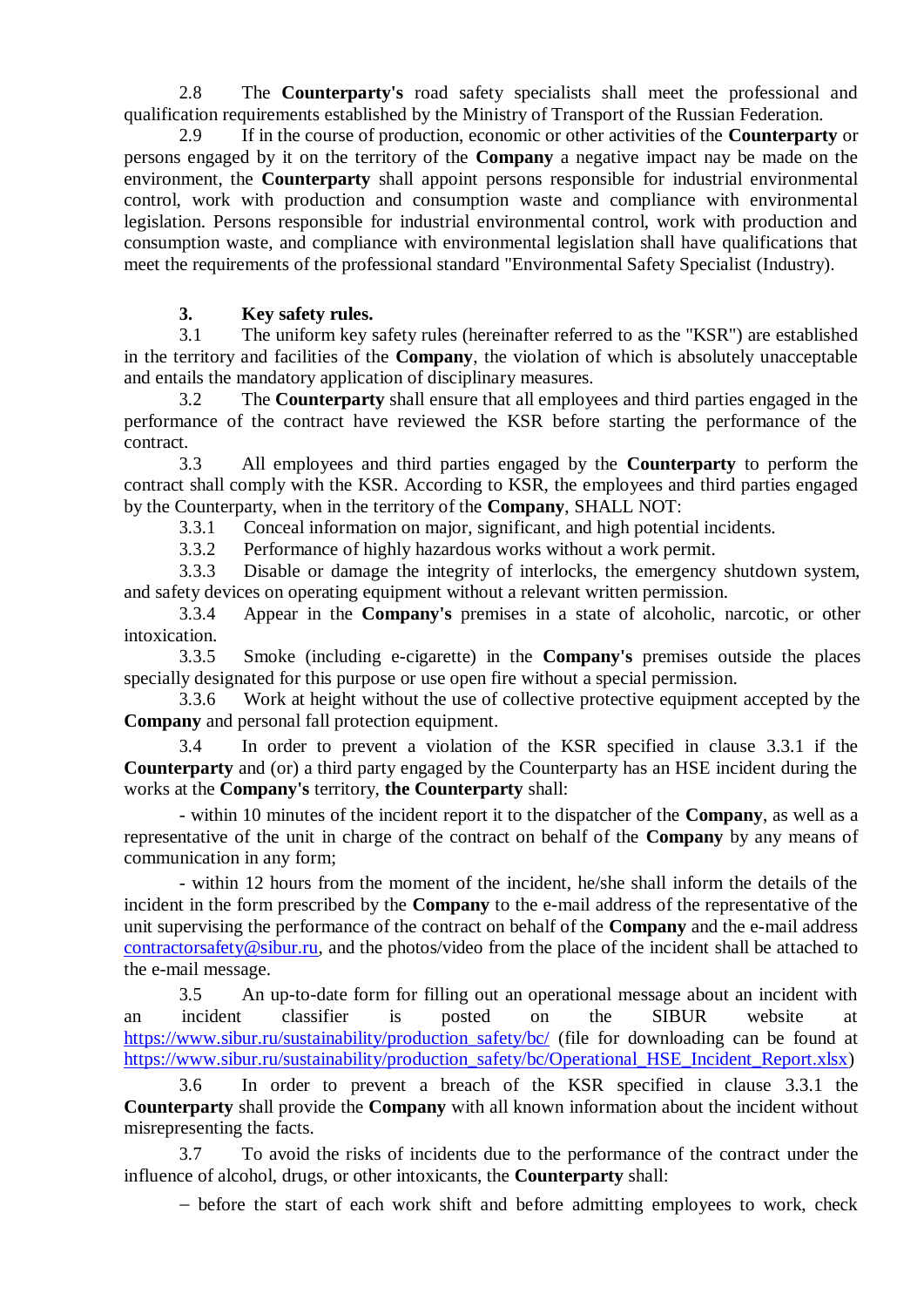2.8 The **Counterparty's** road safety specialists shall meet the professional and qualification requirements established by the Ministry of Transport of the Russian Federation.

2.9 If in the course of production, economic or other activities of the **Counterparty** or persons engaged by it on the territory of the **Company** a negative impact nay be made on the environment, the **Counterparty** shall appoint persons responsible for industrial environmental control, work with production and consumption waste and compliance with environmental legislation. Persons responsible for industrial environmental control, work with production and consumption waste, and compliance with environmental legislation shall have qualifications that meet the requirements of the professional standard "Environmental Safety Specialist (Industry).

## 3. Key safety rules.

3.1 The uniform key safety rules (hereinafter referred to as the "KSR") are established in the territory and facilities of the **Company**, the violation of which is absolutely unacceptable and entails the mandatory application of disciplinary measures.

3.2 The **Counterparty** shall ensure that all employees and third parties engaged in the performance of the contract have reviewed the KSR before starting the performance of the contract.

3.3 All employees and third parties engaged by the **Counterparty** to perform the contract shall comply with the KSR. According to KSR, the employees and third parties engaged by the Counterparty, when in the territory of the **Company**, SHALL NOT:

3.3.1 Conceal information on major, significant, and high potential incidents.

3.3.2 Performance of highly hazardous works without a work permit.

3.3.3 Disable or damage the integrity of interlocks, the emergency shutdown system, and safety devices on operating equipment without a relevant written permission.

3.3.4 Appear in the **Company's** premises in a state of alcoholic, narcotic, or other intoxication.

3.3.5 Smoke (including e-cigarette) in the **Company's** premises outside the places specially designated for this purpose or use open fire without a special permission.

3.3.6 Work at height without the use of collective protective equipment accepted by the **Company** and personal fall protection equipment.

3.4 In order to prevent a violation of the KSR specified in clause 3.3.1 if the **Counterparty** and (or) a third party engaged by the Counterparty has an HSE incident during the works at the **Company's** territory, **the Counterparty** shall:

- within 10 minutes of the incident report it to the dispatcher of the **Company**, as well as a representative of the unit in charge of the contract on behalf of the **Company** by any means of communication in any form;

- within 12 hours from the moment of the incident, he/she shall inform the details of the incident in the form prescribed by the **Company** to the e-mail address of the representative of the unit supervising the performance of the contract on behalf of the **Company** and the e-mail address contractorsafety@sibur.ru, and the photos/video from the place of the incident shall be attached to the e-mail message.

3.5 An up-to-date form for filling out an operational message about an incident with an incident classifier is posted on the SIBUR website at https://www.sibur.ru/sustainability/production_safety/bc/ (file for downloading can be found at https://www.sibur.ru/sustainability/production_safety/bc/Operational_HSE_Incident_Report.xlsx)

3.6 In order to prevent a breach of the KSR specified in clause 3.3.1 the **Counterparty** shall provide the **Company** with all known information about the incident without misrepresenting the facts.

3.7 To avoid the risks of incidents due to the performance of the contract under the influence of alcohol, drugs, or other intoxicants, the **Counterparty** shall:

– before the start of each work shift and before admitting employees to work, check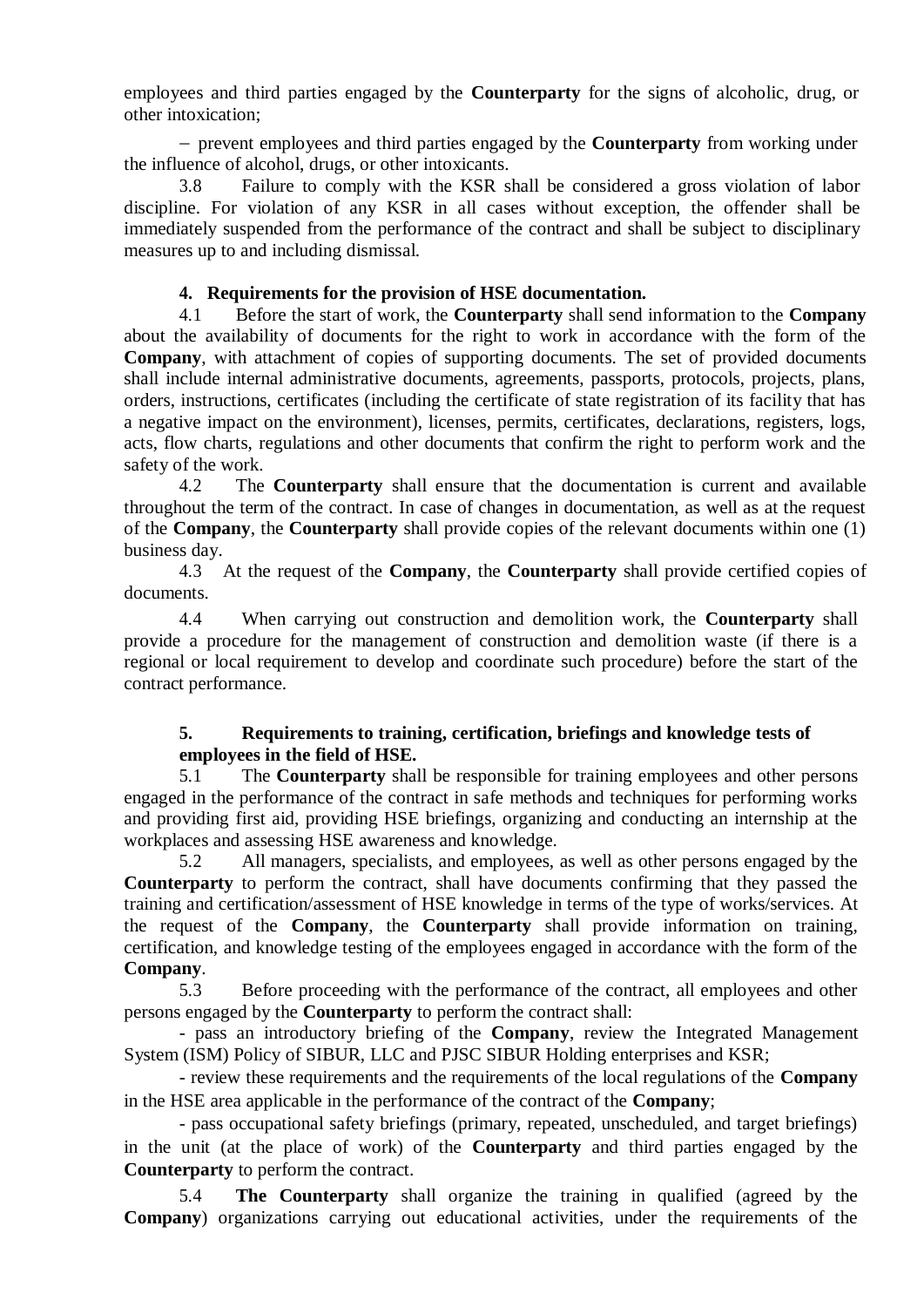employees and third parties engaged by the **Counterparty** for the signs of alcoholic, drug, or other intoxication;

− prevent employees and third parties engaged by the **Counterparty** from working under the influence of alcohol, drugs, or other intoxicants.

3.8 Failure to comply with the KSR shall be considered a gross violation of labor discipline. For violation of any KSR in all cases without exception, the offender shall be immediately suspended from the performance of the contract and shall be subject to disciplinary measures up to and including dismissal.

**4. Requirements for the provision of HSE documentation.**

4.1 Before the start of work, the **Counterparty** shall send information to the **Company** about the availability of documents for the right to work in accordance with the form of the **Company**, with attachment of copies of supporting documents. The set of provided documents shall include internal administrative documents, agreements, passports, protocols, projects, plans, orders, instructions, certificates (including the certificate of state registration of its facility that has a negative impact on the environment), licenses, permits, certificates, declarations, registers, logs, acts, flow charts, regulations and other documents that confirm the right to perform work and the safety of the work.

4.2 The **Counterparty** shall ensure that the documentation is current and available throughout the term of the contract. In case of changes in documentation, as well as at the request of the **Company**, the **Counterparty** shall provide copies of the relevant documents within one (1) business day.

4.3 At the request of the **Company**, the **Counterparty** shall provide certified copies of documents.

4.4 When carrying out construction and demolition work, the **Counterparty** shall provide a procedure for the management of construction and demolition waste (if there is a regional or local requirement to develop and coordinate such procedure) before the start of the contract performance.

**5. Requirements to training, certification, briefings and knowledge tests of employees in the field of HSE.**

5.1 The **Counterparty** shall be responsible for training employees and other persons engaged in the performance of the contract in safe methods and techniques for performing works and providing first aid, providing HSE briefings, organizing and conducting an internship at the workplaces and assessing HSE awareness and knowledge.

5.2 All managers, specialists, and employees, as well as other persons engaged by the **Counterparty** to perform the contract, shall have documents confirming that they passed the training and certification/assessment of HSE knowledge in terms of the type of works/services. At the request of the **Company**, the **Counterparty** shall provide information on training, certification, and knowledge testing of the employees engaged in accordance with the form of the **Company**.

5.3 Before proceeding with the performance of the contract, all employees and other persons engaged by the **Counterparty** to perform the contract shall:

- pass an introductory briefing of the **Company**, review the Integrated Management System (ISM) Policy of SIBUR, LLC and PJSC SIBUR Holding enterprises and KSR;

- review these requirements and the requirements of the local regulations of the **Company** in the HSE area applicable in the performance of the contract of the **Company**;

- pass occupational safety briefings (primary, repeated, unscheduled, and target briefings) in the unit (at the place of work) of the **Counterparty** and third parties engaged by the **Counterparty** to perform the contract.

5.4 **The Counterparty** shall organize the training in qualified (agreed by the **Company**) organizations carrying out educational activities, under the requirements of the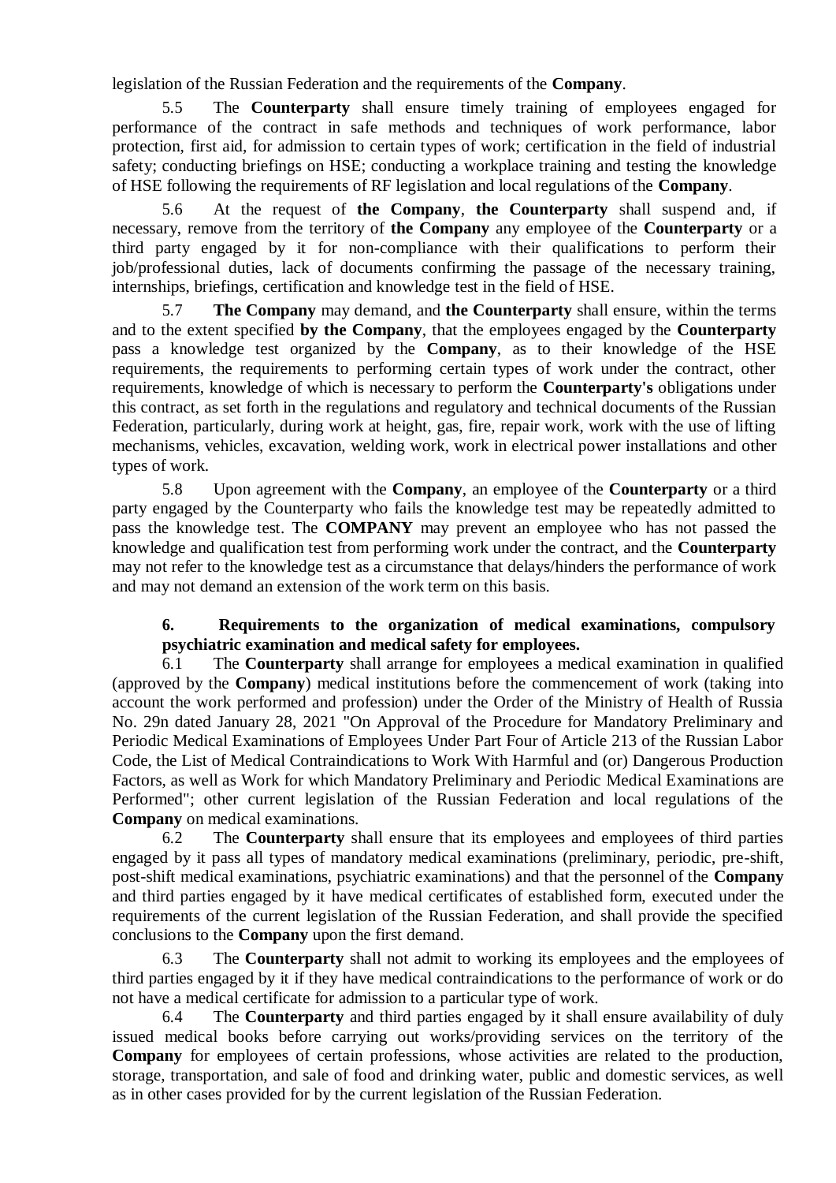legislation of the Russian Federation and the requirements of the **Company**.

5.5 The **Counterparty** shall ensure timely training of employees engaged for performance of the contract in safe methods and techniques of work performance, labor protection, first aid, for admission to certain types of work; certification in the field of industrial safety; conducting briefings on HSE; conducting a workplace training and testing the knowledge of HSE following the requirements of RF legislation and local regulations of the **Company**.

5.6 At the request of **the Company**, **the Counterparty** shall suspend and, if necessary, remove from the territory of **the Company** any employee of the **Counterparty** or a third party engaged by it for non-compliance with their qualifications to perform their job/professional duties, lack of documents confirming the passage of the necessary training, internships, briefings, certification and knowledge test in the field of HSE.

5.7 **The Company** may demand, and **the Counterparty** shall ensure, within the terms and to the extent specified **by the Company**, that the employees engaged by the **Counterparty** pass a knowledge test organized by the **Company**, as to their knowledge of the HSE requirements, the requirements to performing certain types of work under the contract, other requirements, knowledge of which is necessary to perform the **Counterparty's** obligations under this contract, as set forth in the regulations and regulatory and technical documents of the Russian Federation, particularly, during work at height, gas, fire, repair work, work with the use of lifting mechanisms, vehicles, excavation, welding work, work in electrical power installations and other types of work.

5.8 Upon agreement with the **Company**, an employee of the **Counterparty** or a third party engaged by the Counterparty who fails the knowledge test may be repeatedly admitted to pass the knowledge test. The **COMPANY** may prevent an employee who has not passed the knowledge and qualification test from performing work under the contract, and the **Counterparty** may not refer to the knowledge test as a circumstance that delays/hinders the performance of work and may not demand an extension of the work term on this basis.

## 6. Requirements to the organization of medical examinations, compulsory psychiatric examination and medical safety for employees.

6.1 The **Counterparty** shall arrange for employees a medical examination in qualified (approved by the **Company**) medical institutions before the commencement of work (taking into account the work performed and profession) under the Order of the Ministry of Health of Russia No. 29n dated January 28, 2021 "On Approval of the Procedure for Mandatory Preliminary and Periodic Medical Examinations of Employees Under Part Four of Article 213 of the Russian Labor Code, the List of Medical Contraindications to Work With Harmful and (or) Dangerous Production Factors, as well as Work for which Mandatory Preliminary and Periodic Medical Examinations are Performed"; other current legislation of the Russian Federation and local regulations of the **Company** on medical examinations.

6.2 The **Counterparty** shall ensure that its employees and employees of third parties engaged by it pass all types of mandatory medical examinations (preliminary, periodic, pre-shift, post-shift medical examinations, psychiatric examinations) and that the personnel of the **Company** and third parties engaged by it have medical certificates of established form, executed under the requirements of the current legislation of the Russian Federation, and shall provide the specified conclusions to the **Company** upon the first demand.

6.3 The **Counterparty** shall not admit to working its employees and the employees of third parties engaged by it if they have medical contraindications to the performance of work or do not have a medical certificate for admission to a particular type of work.

6.4 The **Counterparty** and third parties engaged by it shall ensure availability of duly issued medical books before carrying out works/providing services on the territory of the **Company** for employees of certain professions, whose activities are related to the production, storage, transportation, and sale of food and drinking water, public and domestic services, as well as in other cases provided for by the current legislation of the Russian Federation.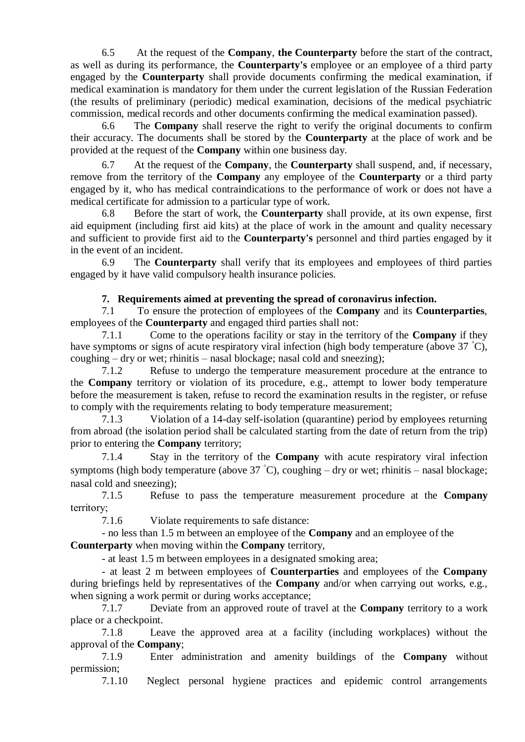6.5 At the request of the **Company**, **the Counterparty** before the start of the contract, as well as during its performance, the **Counterparty's** employee or an employee of a third party engaged by the **Counterparty** shall provide documents confirming the medical examination, if medical examination is mandatory for them under the current legislation of the Russian Federation (the results of preliminary (periodic) medical examination, decisions of the medical psychiatric commission, medical records and other documents confirming the medical examination passed).

6.6 The **Company** shall reserve the right to verify the original documents to confirm their accuracy. The documents shall be stored by the **Counterparty** at the place of work and be provided at the request of the **Company** within one business day.

6.7 At the request of the **Company**, the **Counterparty** shall suspend, and, if necessary, remove from the territory of the **Company** any employee of the **Counterparty** or a third party engaged by it, who has medical contraindications to the performance of work or does not have a medical certificate for admission to a particular type of work.

6.8 Before the start of work, the **Counterparty** shall provide, at its own expense, first aid equipment (including first aid kits) at the place of work in the amount and quality necessary and sufficient to provide first aid to the **Counterparty's** personnel and third parties engaged by it in the event of an incident.

6.9 The **Counterparty** shall verify that its employees and employees of third parties engaged by it have valid compulsory health insurance policies.

## 7. Requirements aimed at preventing the spread of coronavirus infection.

7.1 To ensure the protection of employees of the **Company** and its **Counterparties**, employees of the **Counterparty** and engaged third parties shall not:

7.1.1 Come to the operations facility or stay in the territory of the **Company** if they have symptoms or signs of acute respiratory viral infection (high body temperature (above 37 °C), coughing – dry or wet; rhinitis – nasal blockage; nasal cold and sneezing);

7.1.2 Refuse to undergo the temperature measurement procedure at the entrance to the **Company** territory or violation of its procedure, e.g., attempt to lower body temperature before the measurement is taken, refuse to record the examination results in the register, or refuse to comply with the requirements relating to body temperature measurement;

7.1.3 Violation of a 14-day self-isolation (quarantine) period by employees returning from abroad (the isolation period shall be calculated starting from the date of return from the trip) prior to entering the **Company** territory;

7.1.4 Stay in the territory of the **Company** with acute respiratory viral infection symptoms (high body temperature (above 37 °C), coughing – dry or wet; rhinitis – nasal blockage; nasal cold and sneezing);

7.1.5 Refuse to pass the temperature measurement procedure at the **Company** territory;

7.1.6 Violate requirements to safe distance:

- no less than 1.5 m between an employee of the **Company** and an employee of the **Counterparty** when moving within the **Company** territory,
- at least 1.5 m between employees in a designated smoking area;
- at least 2 m between employees of **Counterparties** and employees of the **Company** during briefings held by representatives of the **Company** and/or when carrying out works, e.g., when signing a work permit or during works acceptance;

7.1.7 Deviate from an approved route of travel at the **Company** territory to a work place or a checkpoint.

7.1.8 Leave the approved area at a facility (including workplaces) without the approval of the **Company**;

7.1.9 Enter administration and amenity buildings of the **Company** without permission;

7.1.10 Neglect personal hygiene practices and epidemic control arrangements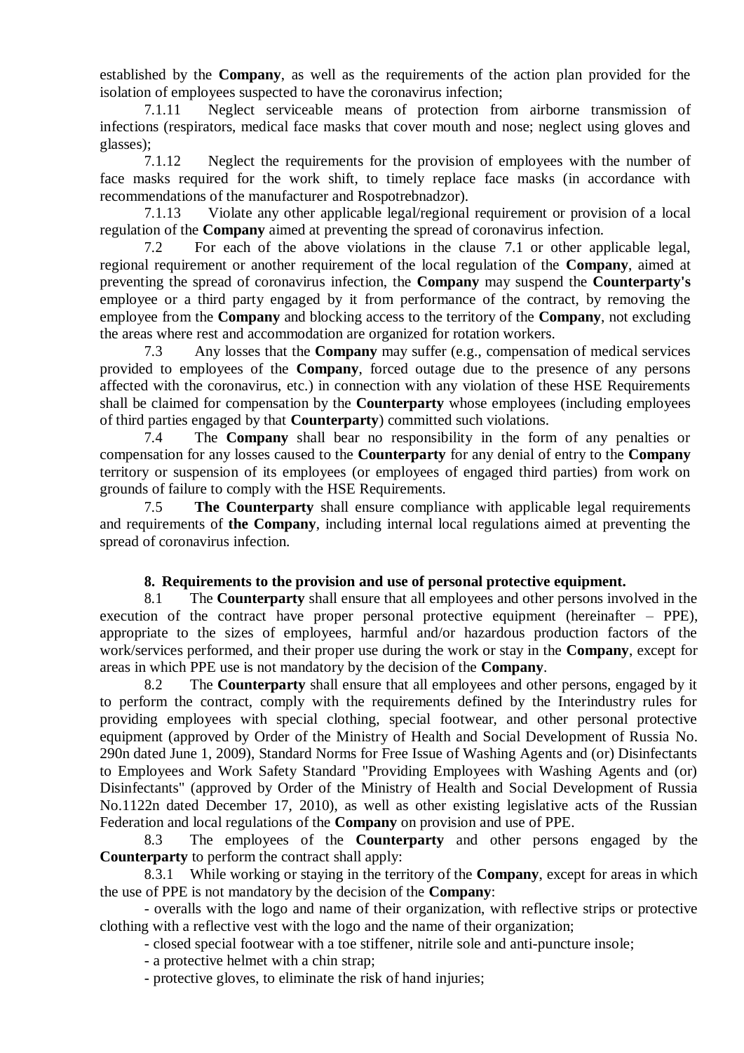established by the **Company**, as well as the requirements of the action plan provided for the isolation of employees suspected to have the coronavirus infection;

7.1.11 Neglect serviceable means of protection from airborne transmission of infections (respirators, medical face masks that cover mouth and nose; neglect using gloves and glasses);

7.1.12 Neglect the requirements for the provision of employees with the number of face masks required for the work shift, to timely replace face masks (in accordance with recommendations of the manufacturer and Rospotrebnadzor).

7.1.13 Violate any other applicable legal/regional requirement or provision of a local regulation of the **Company** aimed at preventing the spread of coronavirus infection.

7.2 For each of the above violations in the clause 7.1 or other applicable legal, regional requirement or another requirement of the local regulation of the **Company**, aimed at preventing the spread of coronavirus infection, the **Company** may suspend the **Counterparty's** employee or a third party engaged by it from performance of the contract, by removing the employee from the **Company** and blocking access to the territory of the **Company**, not excluding the areas where rest and accommodation are organized for rotation workers.

7.3 Any losses that the **Company** may suffer (e.g., compensation of medical services provided to employees of the **Company**, forced outage due to the presence of any persons affected with the coronavirus, etc.) in connection with any violation of these HSE Requirements shall be claimed for compensation by the **Counterparty** whose employees (including employees of third parties engaged by that **Counterparty**) committed such violations.

7.4 The **Company** shall bear no responsibility in the form of any penalties or compensation for any losses caused to the **Counterparty** for any denial of entry to the **Company** territory or suspension of its employees (or employees of engaged third parties) from work on grounds of failure to comply with the HSE Requirements.

7.5 **The Counterparty** shall ensure compliance with applicable legal requirements and requirements of **the Company**, including internal local regulations aimed at preventing the spread of coronavirus infection.

## 8. Requirements to the provision and use of personal protective equipment.

8.1 The **Counterparty** shall ensure that all employees and other persons involved in the execution of the contract have proper personal protective equipment (hereinafter – PPE), appropriate to the sizes of employees, harmful and/or hazardous production factors of the work/services performed, and their proper use during the work or stay in the **Company**, except for areas in which PPE use is not mandatory by the decision of the **Company**.

8.2 The **Counterparty** shall ensure that all employees and other persons, engaged by it to perform the contract, comply with the requirements defined by the Interindustry rules for providing employees with special clothing, special footwear, and other personal protective equipment (approved by Order of the Ministry of Health and Social Development of Russia No. 290n dated June 1, 2009), Standard Norms for Free Issue of Washing Agents and (or) Disinfectants to Employees and Work Safety Standard "Providing Employees with Washing Agents and (or) Disinfectants" (approved by Order of the Ministry of Health and Social Development of Russia No.1122n dated December 17, 2010), as well as other existing legislative acts of the Russian Federation and local regulations of the **Company** on provision and use of PPE.

8.3 The employees of the **Counterparty** and other persons engaged by the **Counterparty** to perform the contract shall apply:

8.3.1 While working or staying in the territory of the **Company**, except for areas in which the use of PPE is not mandatory by the decision of the **Company**:

- overalls with the logo and name of their organization, with reflective strips or protective clothing with a reflective vest with the logo and the name of their organization;
- closed special footwear with a toe stiffener, nitrile sole and anti-puncture insole;
- a protective helmet with a chin strap;
- protective gloves, to eliminate the risk of hand injuries;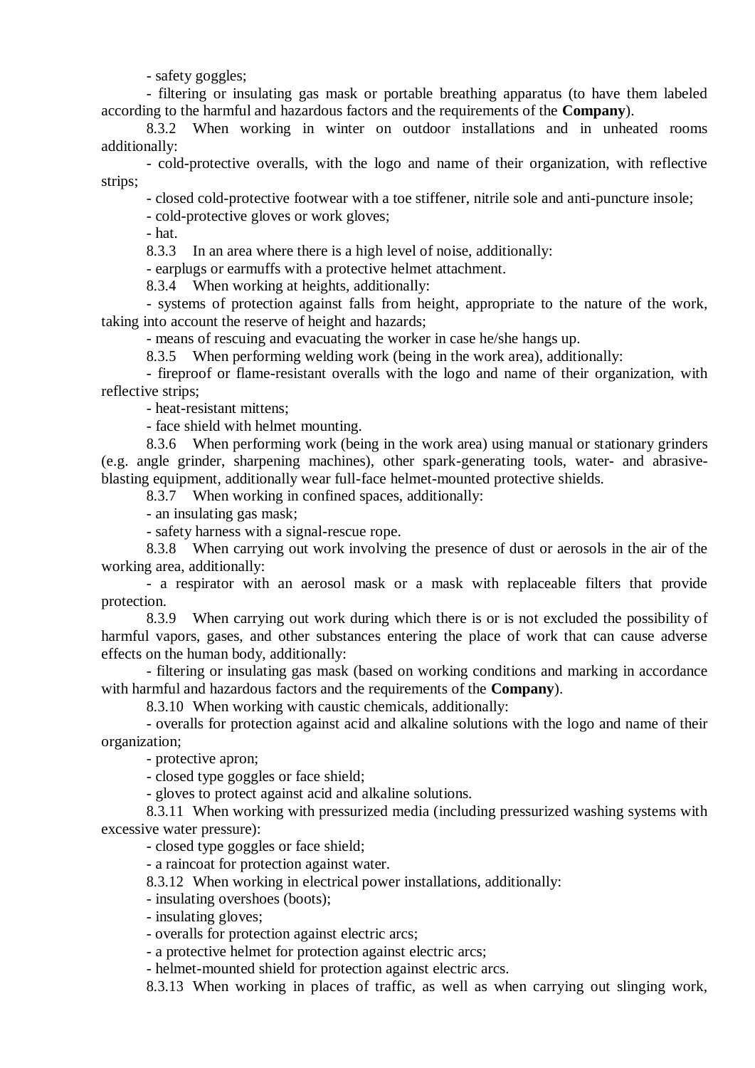- safety goggles;

- filtering or insulating gas mask or portable breathing apparatus (to have them labeled according to the harmful and hazardous factors and the requirements of the **Company**).

8.3.2 When working in winter on outdoor installations and in unheated rooms additionally:

- cold-protective overalls, with the logo and name of their organization, with reflective strips;

- closed cold-protective footwear with a toe stiffener, nitrile sole and anti-puncture insole;

- cold-protective gloves or work gloves;

- hat.

8.3.3 In an area where there is a high level of noise, additionally:

- earplugs or earmuffs with a protective helmet attachment.

8.3.4 When working at heights, additionally:

- systems of protection against falls from height, appropriate to the nature of the work, taking into account the reserve of height and hazards;

- means of rescuing and evacuating the worker in case he/she hangs up.

8.3.5 When performing welding work (being in the work area), additionally:

- fireproof or flame-resistant overalls with the logo and name of their organization, with reflective strips;

- heat-resistant mittens;

- face shield with helmet mounting.

8.3.6 When performing work (being in the work area) using manual or stationary grinders (e.g. angle grinder, sharpening machines), other spark-generating tools, water- and abrasive-blasting equipment, additionally wear full-face helmet-mounted protective shields.

8.3.7 When working in confined spaces, additionally:

- an insulating gas mask;

- safety harness with a signal-rescue rope.

8.3.8 When carrying out work involving the presence of dust or aerosols in the air of the working area, additionally:

- a respirator with an aerosol mask or a mask with replaceable filters that provide protection.

8.3.9 When carrying out work during which there is or is not excluded the possibility of harmful vapors, gases, and other substances entering the place of work that can cause adverse effects on the human body, additionally:

- filtering or insulating gas mask (based on working conditions and marking in accordance with harmful and hazardous factors and the requirements of the **Company**).

8.3.10 When working with caustic chemicals, additionally:

- overalls for protection against acid and alkaline solutions with the logo and name of their organization;

- protective apron;

- closed type goggles or face shield;

- gloves to protect against acid and alkaline solutions.

8.3.11 When working with pressurized media (including pressurized washing systems with excessive water pressure):

- closed type goggles or face shield;

- a raincoat for protection against water.

8.3.12 When working in electrical power installations, additionally:

- insulating overshoes (boots);

- insulating gloves;

- overalls for protection against electric arcs;

- a protective helmet for protection against electric arcs;

- helmet-mounted shield for protection against electric arcs.

8.3.13 When working in places of traffic, as well as when carrying out slinging work,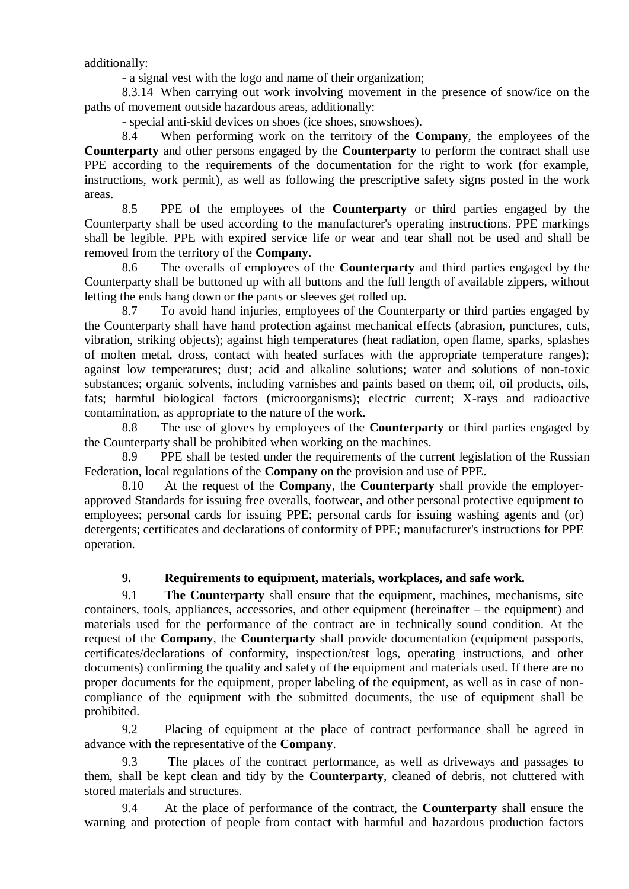additionally:

- a signal vest with the logo and name of their organization;

8.3.14 When carrying out work involving movement in the presence of snow/ice on the paths of movement outside hazardous areas, additionally:

- special anti-skid devices on shoes (ice shoes, snowshoes).

8.4 When performing work on the territory of the **Company**, the employees of the **Counterparty** and other persons engaged by the **Counterparty** to perform the contract shall use PPE according to the requirements of the documentation for the right to work (for example, instructions, work permit), as well as following the prescriptive safety signs posted in the work areas.

8.5 PPE of the employees of the **Counterparty** or third parties engaged by the Counterparty shall be used according to the manufacturer's operating instructions. PPE markings shall be legible. PPE with expired service life or wear and tear shall not be used and shall be removed from the territory of the **Company**.

8.6 The overalls of employees of the **Counterparty** and third parties engaged by the Counterparty shall be buttoned up with all buttons and the full length of available zippers, without letting the ends hang down or the pants or sleeves get rolled up.

8.7 To avoid hand injuries, employees of the Counterparty or third parties engaged by the Counterparty shall have hand protection against mechanical effects (abrasion, punctures, cuts, vibration, striking objects); against high temperatures (heat radiation, open flame, sparks, splashes of molten metal, dross, contact with heated surfaces with the appropriate temperature ranges); against low temperatures; dust; acid and alkaline solutions; water and solutions of non-toxic substances; organic solvents, including varnishes and paints based on them; oil, oil products, oils, fats; harmful biological factors (microorganisms); electric current; X-rays and radioactive contamination, as appropriate to the nature of the work.

8.8 The use of gloves by employees of the **Counterparty** or third parties engaged by the Counterparty shall be prohibited when working on the machines.

8.9 PPE shall be tested under the requirements of the current legislation of the Russian Federation, local regulations of the **Company** on the provision and use of PPE.

8.10 At the request of the **Company**, the **Counterparty** shall provide the employer-approved Standards for issuing free overalls, footwear, and other personal protective equipment to employees; personal cards for issuing PPE; personal cards for issuing washing agents and (or) detergents; certificates and declarations of conformity of PPE; manufacturer's instructions for PPE operation.

## 9. Requirements to equipment, materials, workplaces, and safe work.

9.1 **The Counterparty** shall ensure that the equipment, machines, mechanisms, site containers, tools, appliances, accessories, and other equipment (hereinafter – the equipment) and materials used for the performance of the contract are in technically sound condition. At the request of the **Company**, the **Counterparty** shall provide documentation (equipment passports, certificates/declarations of conformity, inspection/test logs, operating instructions, and other documents) confirming the quality and safety of the equipment and materials used. If there are no proper documents for the equipment, proper labeling of the equipment, as well as in case of non-compliance of the equipment with the submitted documents, the use of equipment shall be prohibited.

9.2 Placing of equipment at the place of contract performance shall be agreed in advance with the representative of the **Company**.

9.3 The places of the contract performance, as well as driveways and passages to them, shall be kept clean and tidy by the **Counterparty**, cleaned of debris, not cluttered with stored materials and structures.

9.4 At the place of performance of the contract, the **Counterparty** shall ensure the warning and protection of people from contact with harmful and hazardous production factors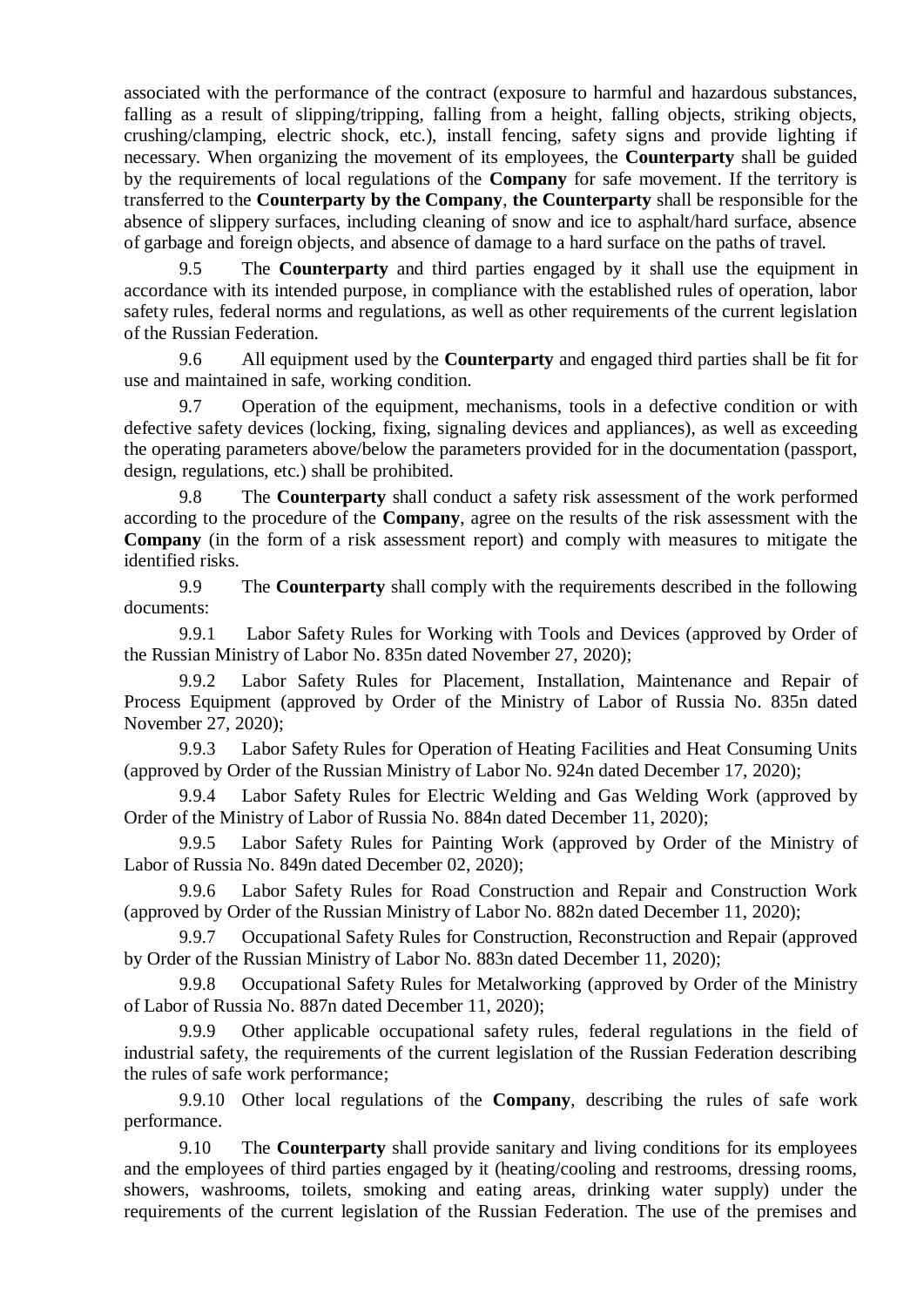associated with the performance of the contract (exposure to harmful and hazardous substances, falling as a result of slipping/tripping, falling from a height, falling objects, striking objects, crushing/clamping, electric shock, etc.), install fencing, safety signs and provide lighting if necessary. When organizing the movement of its employees, the **Counterparty** shall be guided by the requirements of local regulations of the **Company** for safe movement. If the territory is transferred to the **Counterparty by the Company**, **the Counterparty** shall be responsible for the absence of slippery surfaces, including cleaning of snow and ice to asphalt/hard surface, absence of garbage and foreign objects, and absence of damage to a hard surface on the paths of travel.

9.5 The **Counterparty** and third parties engaged by it shall use the equipment in accordance with its intended purpose, in compliance with the established rules of operation, labor safety rules, federal norms and regulations, as well as other requirements of the current legislation of the Russian Federation.

9.6 All equipment used by the **Counterparty** and engaged third parties shall be fit for use and maintained in safe, working condition.

9.7 Operation of the equipment, mechanisms, tools in a defective condition or with defective safety devices (locking, fixing, signaling devices and appliances), as well as exceeding the operating parameters above/below the parameters provided for in the documentation (passport, design, regulations, etc.) shall be prohibited.

9.8 The **Counterparty** shall conduct a safety risk assessment of the work performed according to the procedure of the **Company**, agree on the results of the risk assessment with the **Company** (in the form of a risk assessment report) and comply with measures to mitigate the identified risks.

9.9 The **Counterparty** shall comply with the requirements described in the following documents:

9.9.1 Labor Safety Rules for Working with Tools and Devices (approved by Order of the Russian Ministry of Labor No. 835n dated November 27, 2020);

9.9.2 Labor Safety Rules for Placement, Installation, Maintenance and Repair of Process Equipment (approved by Order of the Ministry of Labor of Russia No. 835n dated November 27, 2020);

9.9.3 Labor Safety Rules for Operation of Heating Facilities and Heat Consuming Units (approved by Order of the Russian Ministry of Labor No. 924n dated December 17, 2020);

9.9.4 Labor Safety Rules for Electric Welding and Gas Welding Work (approved by Order of the Ministry of Labor of Russia No. 884n dated December 11, 2020);

9.9.5 Labor Safety Rules for Painting Work (approved by Order of the Ministry of Labor of Russia No. 849n dated December 02, 2020);

9.9.6 Labor Safety Rules for Road Construction and Repair and Construction Work (approved by Order of the Russian Ministry of Labor No. 882n dated December 11, 2020);

9.9.7 Occupational Safety Rules for Construction, Reconstruction and Repair (approved by Order of the Russian Ministry of Labor No. 883n dated December 11, 2020);

9.9.8 Occupational Safety Rules for Metalworking (approved by Order of the Ministry of Labor of Russia No. 887n dated December 11, 2020);

9.9.9 Other applicable occupational safety rules, federal regulations in the field of industrial safety, the requirements of the current legislation of the Russian Federation describing the rules of safe work performance;

9.9.10 Other local regulations of the **Company**, describing the rules of safe work performance.

9.10 The **Counterparty** shall provide sanitary and living conditions for its employees and the employees of third parties engaged by it (heating/cooling and restrooms, dressing rooms, showers, washrooms, toilets, smoking and eating areas, drinking water supply) under the requirements of the current legislation of the Russian Federation. The use of the premises and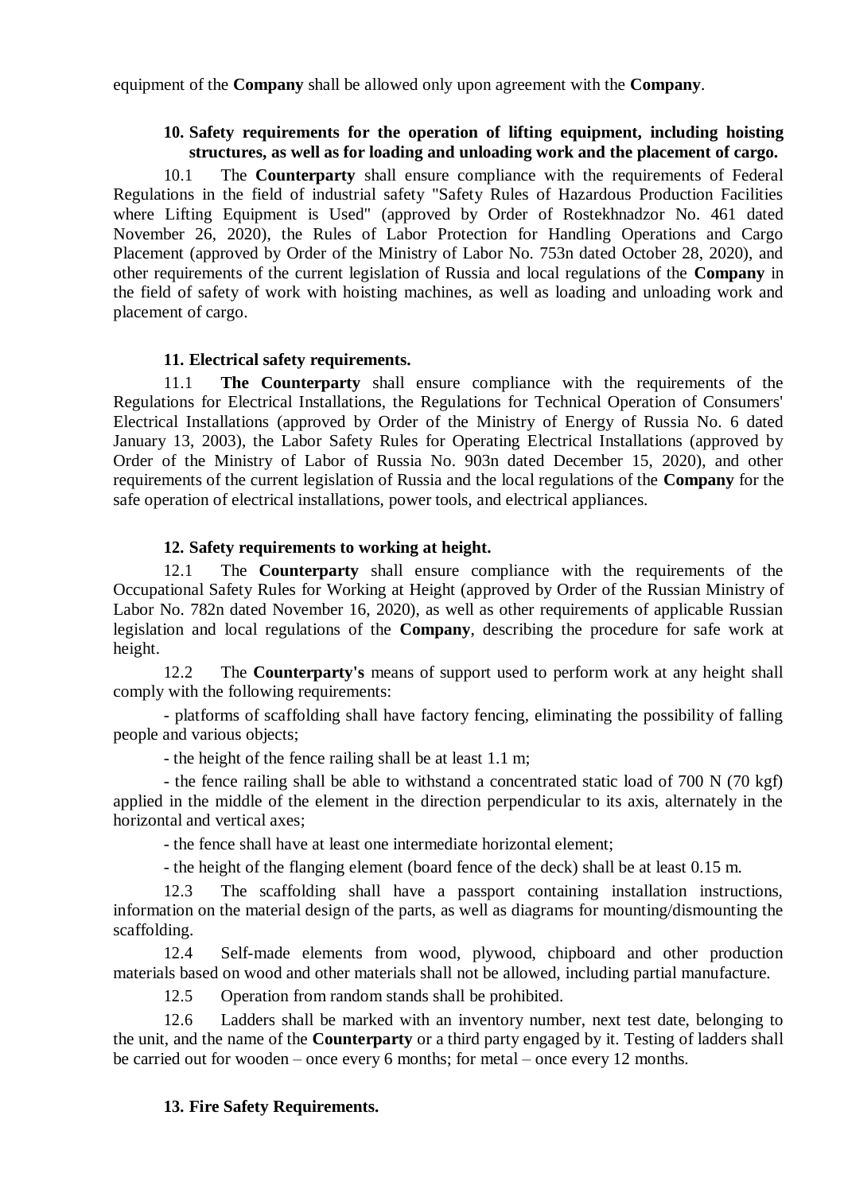equipment of the **Company** shall be allowed only upon agreement with the **Company**.

### 10. Safety requirements for the operation of lifting equipment, including hoisting structures, as well as for loading and unloading work and the placement of cargo.

10.1 The **Counterparty** shall ensure compliance with the requirements of Federal Regulations in the field of industrial safety "Safety Rules of Hazardous Production Facilities where Lifting Equipment is Used" (approved by Order of Rostekhnadzor No. 461 dated November 26, 2020), the Rules of Labor Protection for Handling Operations and Cargo Placement (approved by Order of the Ministry of Labor No. 753n dated October 28, 2020), and other requirements of the current legislation of Russia and local regulations of the **Company** in the field of safety of work with hoisting machines, as well as loading and unloading work and placement of cargo.

### 11. Electrical safety requirements.

11.1 **The Counterparty** shall ensure compliance with the requirements of the Regulations for Electrical Installations, the Regulations for Technical Operation of Consumers' Electrical Installations (approved by Order of the Ministry of Energy of Russia No. 6 dated January 13, 2003), the Labor Safety Rules for Operating Electrical Installations (approved by Order of the Ministry of Labor of Russia No. 903n dated December 15, 2020), and other requirements of the current legislation of Russia and the local regulations of the **Company** for the safe operation of electrical installations, power tools, and electrical appliances.

### 12. Safety requirements to working at height.

12.1 The **Counterparty** shall ensure compliance with the requirements of the Occupational Safety Rules for Working at Height (approved by Order of the Russian Ministry of Labor No. 782n dated November 16, 2020), as well as other requirements of applicable Russian legislation and local regulations of the **Company**, describing the procedure for safe work at height.

12.2 The **Counterparty's** means of support used to perform work at any height shall comply with the following requirements:

- platforms of scaffolding shall have factory fencing, eliminating the possibility of falling people and various objects;
- the height of the fence railing shall be at least 1.1 m;
- the fence railing shall be able to withstand a concentrated static load of 700 N (70 kgf) applied in the middle of the element in the direction perpendicular to its axis, alternately in the horizontal and vertical axes;
- the fence shall have at least one intermediate horizontal element;
- the height of the flanging element (board fence of the deck) shall be at least 0.15 m.

12.3 The scaffolding shall have a passport containing installation instructions, information on the material design of the parts, as well as diagrams for mounting/dismounting the scaffolding.

12.4 Self-made elements from wood, plywood, chipboard and other production materials based on wood and other materials shall not be allowed, including partial manufacture.

12.5 Operation from random stands shall be prohibited.

12.6 Ladders shall be marked with an inventory number, next test date, belonging to the unit, and the name of the **Counterparty** or a third party engaged by it. Testing of ladders shall be carried out for wooden – once every 6 months; for metal – once every 12 months.

### 13. Fire Safety Requirements.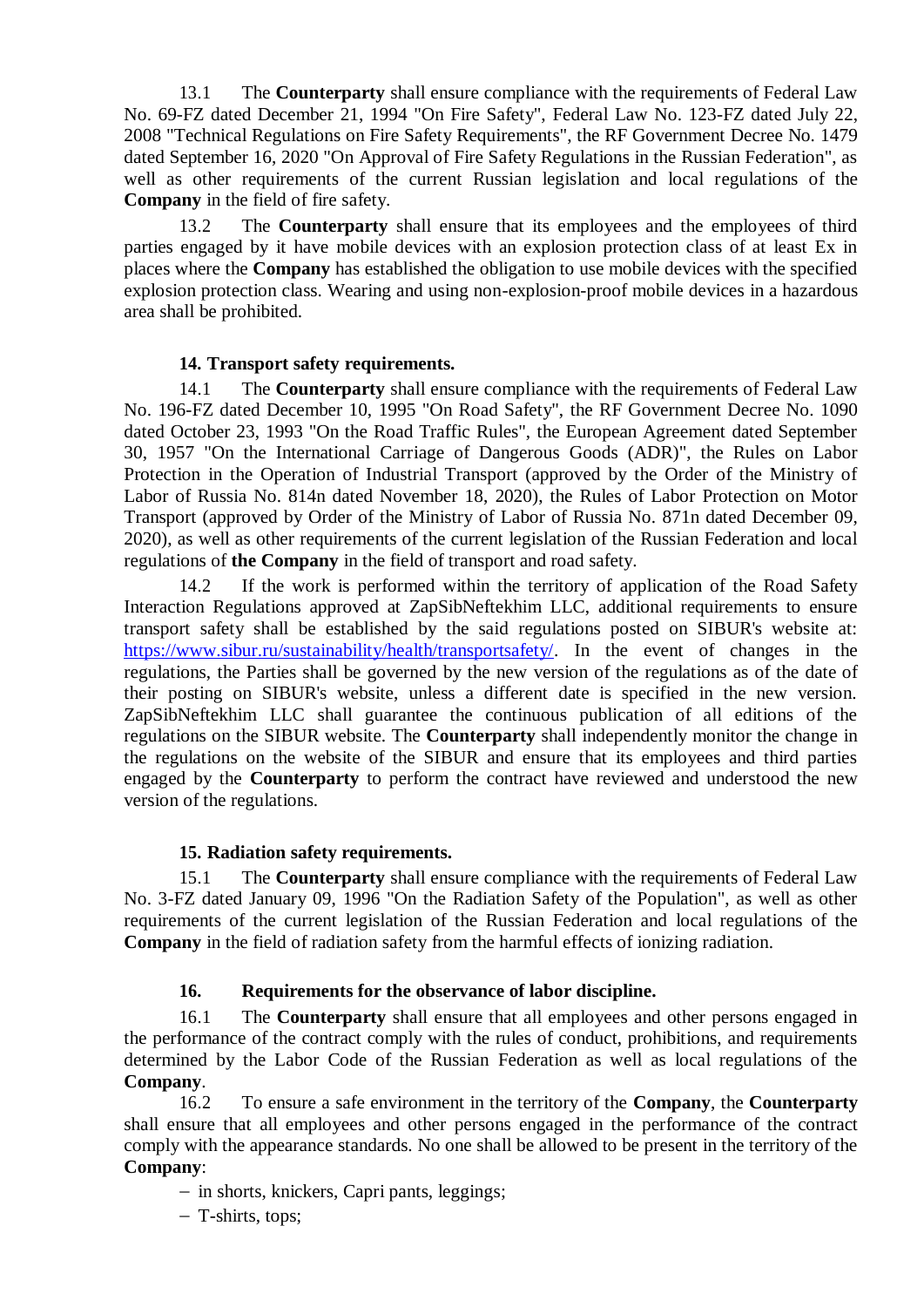13.1 The **Counterparty** shall ensure compliance with the requirements of Federal Law No. 69-FZ dated December 21, 1994 "On Fire Safety", Federal Law No. 123-FZ dated July 22, 2008 "Technical Regulations on Fire Safety Requirements", the RF Government Decree No. 1479 dated September 16, 2020 "On Approval of Fire Safety Regulations in the Russian Federation", as well as other requirements of the current Russian legislation and local regulations of the **Company** in the field of fire safety.

13.2 The **Counterparty** shall ensure that its employees and the employees of third parties engaged by it have mobile devices with an explosion protection class of at least Ex in places where the **Company** has established the obligation to use mobile devices with the specified explosion protection class. Wearing and using non-explosion-proof mobile devices in a hazardous area shall be prohibited.

**14. Transport safety requirements.**

14.1 The **Counterparty** shall ensure compliance with the requirements of Federal Law No. 196-FZ dated December 10, 1995 "On Road Safety", the RF Government Decree No. 1090 dated October 23, 1993 "On the Road Traffic Rules", the European Agreement dated September 30, 1957 "On the International Carriage of Dangerous Goods (ADR)", the Rules on Labor Protection in the Operation of Industrial Transport (approved by the Order of the Ministry of Labor of Russia No. 814n dated November 18, 2020), the Rules of Labor Protection on Motor Transport (approved by Order of the Ministry of Labor of Russia No. 871n dated December 09, 2020), as well as other requirements of the current legislation of the Russian Federation and local regulations of **the Company** in the field of transport and road safety.

14.2 If the work is performed within the territory of application of the Road Safety Interaction Regulations approved at ZapSibNeftekhim LLC, additional requirements to ensure transport safety shall be established by the said regulations posted on SIBUR's website at: https://www.sibur.ru/sustainability/health/transportsafety/. In the event of changes in the regulations, the Parties shall be governed by the new version of the regulations as of the date of their posting on SIBUR's website, unless a different date is specified in the new version. ZapSibNeftekhim LLC shall guarantee the continuous publication of all editions of the regulations on the SIBUR website. The **Counterparty** shall independently monitor the change in the regulations on the website of the SIBUR and ensure that its employees and third parties engaged by the **Counterparty** to perform the contract have reviewed and understood the new version of the regulations.

**15. Radiation safety requirements.**

15.1 The **Counterparty** shall ensure compliance with the requirements of Federal Law No. 3-FZ dated January 09, 1996 "On the Radiation Safety of the Population", as well as other requirements of the current legislation of the Russian Federation and local regulations of the **Company** in the field of radiation safety from the harmful effects of ionizing radiation.

**16. Requirements for the observance of labor discipline.**

16.1 The **Counterparty** shall ensure that all employees and other persons engaged in the performance of the contract comply with the rules of conduct, prohibitions, and requirements determined by the Labor Code of the Russian Federation as well as local regulations of the **Company**.

16.2 To ensure a safe environment in the territory of the **Company**, the **Counterparty** shall ensure that all employees and other persons engaged in the performance of the contract comply with the appearance standards. No one shall be allowed to be present in the territory of the **Company**:

- in shorts, knickers, Capri pants, leggings;
- T-shirts, tops;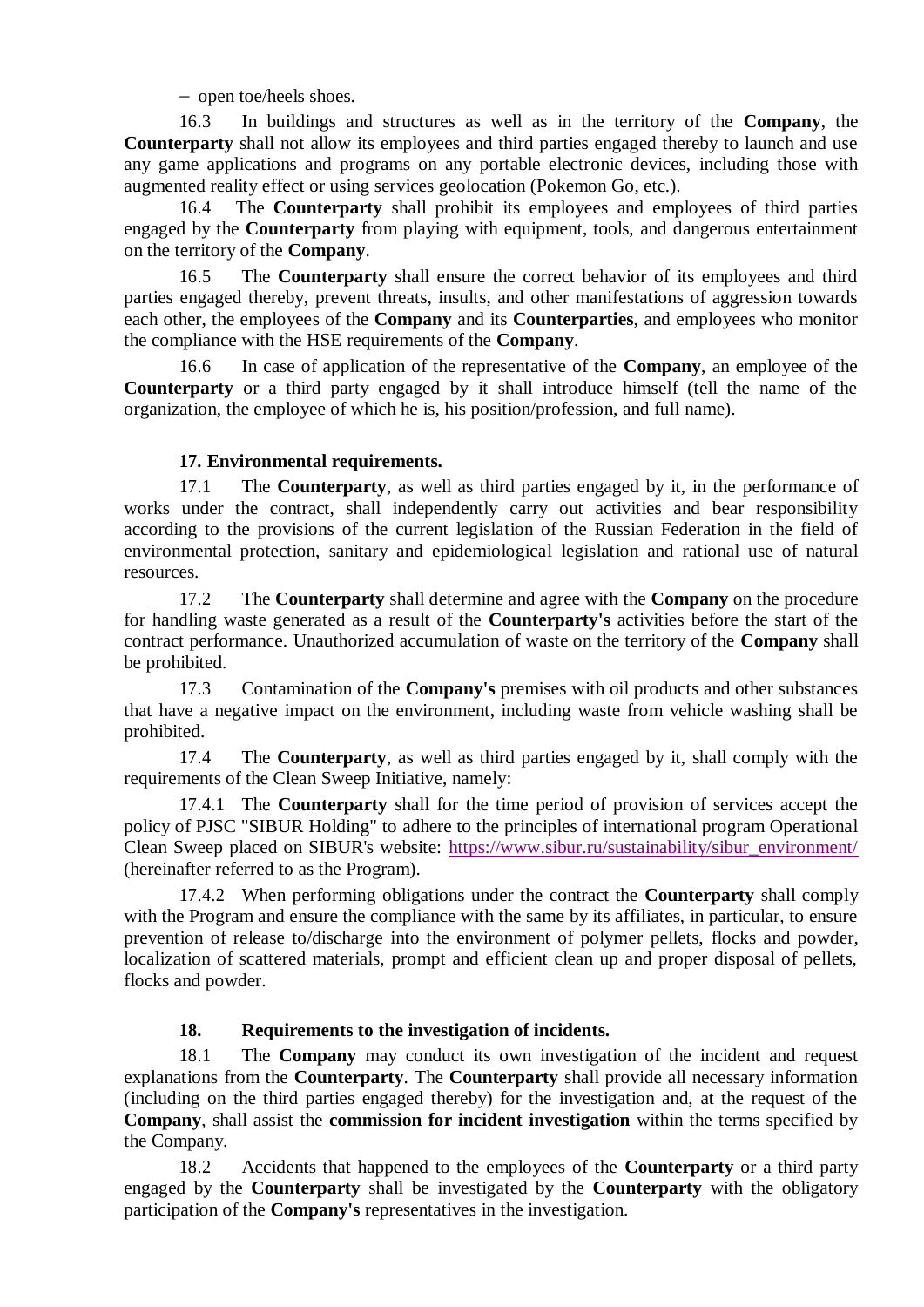– open toe/heels shoes.

16.3 In buildings and structures as well as in the territory of the **Company**, the **Counterparty** shall not allow its employees and third parties engaged thereby to launch and use any game applications and programs on any portable electronic devices, including those with augmented reality effect or using services geolocation (Pokemon Go, etc.).

16.4 The **Counterparty** shall prohibit its employees and employees of third parties engaged by the **Counterparty** from playing with equipment, tools, and dangerous entertainment on the territory of the **Company**.

16.5 The **Counterparty** shall ensure the correct behavior of its employees and third parties engaged thereby, prevent threats, insults, and other manifestations of aggression towards each other, the employees of the **Company** and its **Counterparties**, and employees who monitor the compliance with the HSE requirements of the **Company**.

16.6 In case of application of the representative of the **Company**, an employee of the **Counterparty** or a third party engaged by it shall introduce himself (tell the name of the organization, the employee of which he is, his position/profession, and full name).

**17. Environmental requirements.**

17.1 The **Counterparty**, as well as third parties engaged by it, in the performance of works under the contract, shall independently carry out activities and bear responsibility according to the provisions of the current legislation of the Russian Federation in the field of environmental protection, sanitary and epidemiological legislation and rational use of natural resources.

17.2 The **Counterparty** shall determine and agree with the **Company** on the procedure for handling waste generated as a result of the **Counterparty's** activities before the start of the contract performance. Unauthorized accumulation of waste on the territory of the **Company** shall be prohibited.

17.3 Contamination of the **Company's** premises with oil products and other substances that have a negative impact on the environment, including waste from vehicle washing shall be prohibited.

17.4 The **Counterparty**, as well as third parties engaged by it, shall comply with the requirements of the Clean Sweep Initiative, namely:

17.4.1 The **Counterparty** shall for the time period of provision of services accept the policy of PJSC "SIBUR Holding" to adhere to the principles of international program Operational Clean Sweep placed on SIBUR's website: https://www.sibur.ru/sustainability/sibur_environment/ (hereinafter referred to as the Program).

17.4.2 When performing obligations under the contract the **Counterparty** shall comply with the Program and ensure the compliance with the same by its affiliates, in particular, to ensure prevention of release to/discharge into the environment of polymer pellets, flocks and powder, localization of scattered materials, prompt and efficient clean up and proper disposal of pellets, flocks and powder.

**18. Requirements to the investigation of incidents.**

18.1 The **Company** may conduct its own investigation of the incident and request explanations from the **Counterparty**. The **Counterparty** shall provide all necessary information (including on the third parties engaged thereby) for the investigation and, at the request of the **Company**, shall assist the **commission for incident investigation** within the terms specified by the Company.

18.2 Accidents that happened to the employees of the **Counterparty** or a third party engaged by the **Counterparty** shall be investigated by the **Counterparty** with the obligatory participation of the **Company's** representatives in the investigation.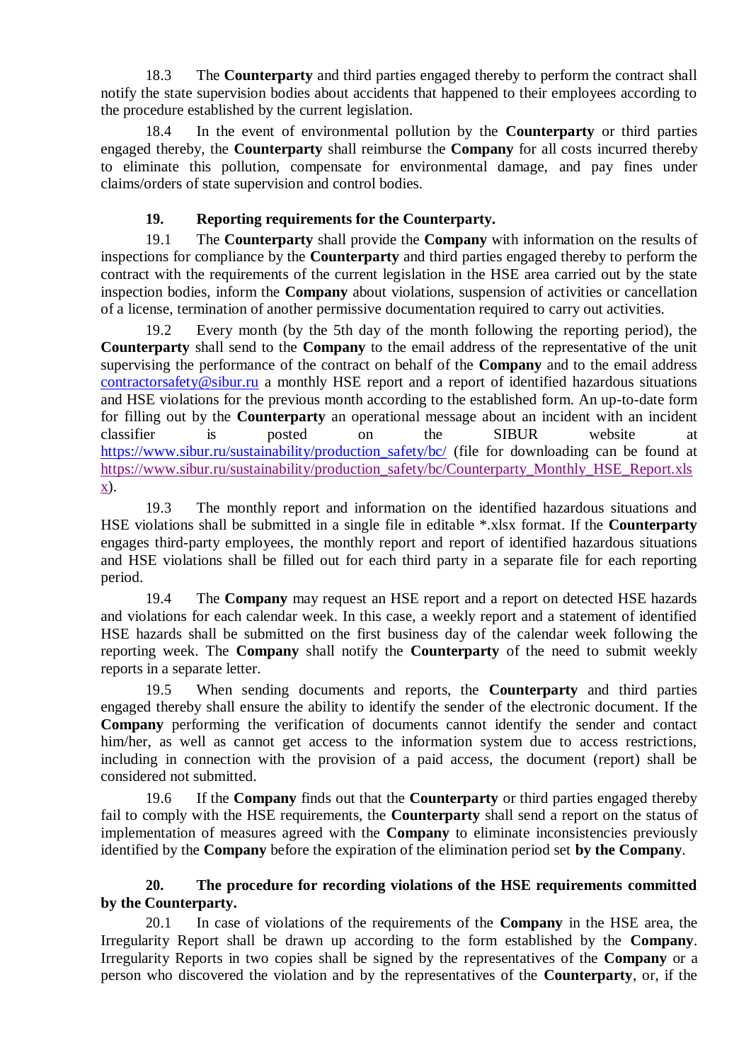18.3 The **Counterparty** and third parties engaged thereby to perform the contract shall notify the state supervision bodies about accidents that happened to their employees according to the procedure established by the current legislation.

18.4 In the event of environmental pollution by the **Counterparty** or third parties engaged thereby, the **Counterparty** shall reimburse the **Company** for all costs incurred thereby to eliminate this pollution, compensate for environmental damage, and pay fines under claims/orders of state supervision and control bodies.

## 19. Reporting requirements for the Counterparty.

19.1 The **Counterparty** shall provide the **Company** with information on the results of inspections for compliance by the **Counterparty** and third parties engaged thereby to perform the contract with the requirements of the current legislation in the HSE area carried out by the state inspection bodies, inform the **Company** about violations, suspension of activities or cancellation of a license, termination of another permissive documentation required to carry out activities.

19.2 Every month (by the 5th day of the month following the reporting period), the **Counterparty** shall send to the **Company** to the email address of the representative of the unit supervising the performance of the contract on behalf of the **Company** and to the email address contractorsafety@sibur.ru a monthly HSE report and a report of identified hazardous situations and HSE violations for the previous month according to the established form. An up-to-date form for filling out by the **Counterparty** an operational message about an incident with an incident classifier is posted on the SIBUR website at https://www.sibur.ru/sustainability/production_safety/bc/ (file for downloading can be found at https://www.sibur.ru/sustainability/production_safety/bc/Counterparty_Monthly_HSE_Report.xlsx).

19.3 The monthly report and information on the identified hazardous situations and HSE violations shall be submitted in a single file in editable *.xlsx format. If the **Counterparty** engages third-party employees, the monthly report and report of identified hazardous situations and HSE violations shall be filled out for each third party in a separate file for each reporting period.

19.4 The **Company** may request an HSE report and a report on detected HSE hazards and violations for each calendar week. In this case, a weekly report and a statement of identified HSE hazards shall be submitted on the first business day of the calendar week following the reporting week. The **Company** shall notify the **Counterparty** of the need to submit weekly reports in a separate letter.

19.5 When sending documents and reports, the **Counterparty** and third parties engaged thereby shall ensure the ability to identify the sender of the electronic document. If the **Company** performing the verification of documents cannot identify the sender and contact him/her, as well as cannot get access to the information system due to access restrictions, including in connection with the provision of a paid access, the document (report) shall be considered not submitted.

19.6 If the **Company** finds out that the **Counterparty** or third parties engaged thereby fail to comply with the HSE requirements, the **Counterparty** shall send a report on the status of implementation of measures agreed with the **Company** to eliminate inconsistencies previously identified by the **Company** before the expiration of the elimination period set **by the Company**.

## 20. The procedure for recording violations of the HSE requirements committed by the Counterparty.

20.1 In case of violations of the requirements of the **Company** in the HSE area, the Irregularity Report shall be drawn up according to the form established by the **Company**. Irregularity Reports in two copies shall be signed by the representatives of the **Company** or a person who discovered the violation and by the representatives of the **Counterparty**, or, if the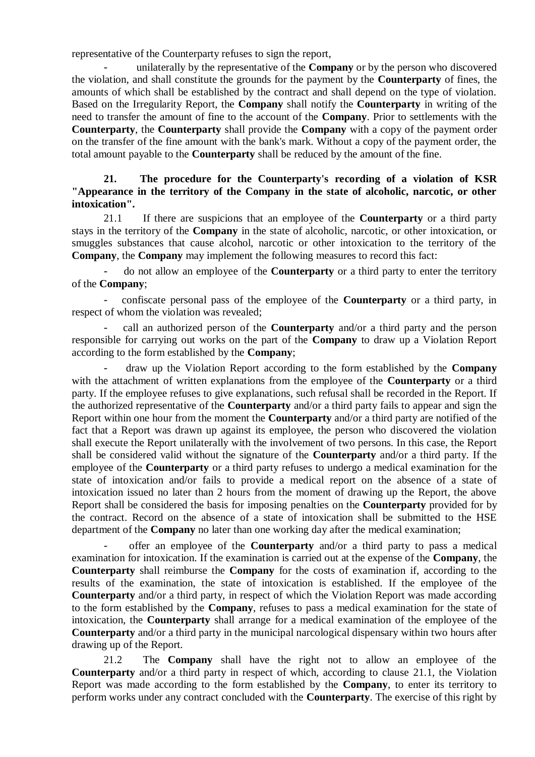representative of the Counterparty refuses to sign the report,

- unilaterally by the representative of the **Company** or by the person who discovered the violation, and shall constitute the grounds for the payment by the **Counterparty** of fines, the amounts of which shall be established by the contract and shall depend on the type of violation. Based on the Irregularity Report, the **Company** shall notify the **Counterparty** in writing of the need to transfer the amount of fine to the account of the **Company**. Prior to settlements with the **Counterparty**, the **Counterparty** shall provide the **Company** with a copy of the payment order on the transfer of the fine amount with the bank's mark. Without a copy of the payment order, the total amount payable to the **Counterparty** shall be reduced by the amount of the fine.

**21. The procedure for the Counterparty's recording of a violation of KSR "Appearance in the territory of the Company in the state of alcoholic, narcotic, or other intoxication".**

21.1 If there are suspicions that an employee of the **Counterparty** or a third party stays in the territory of the **Company** in the state of alcoholic, narcotic, or other intoxication, or smuggles substances that cause alcohol, narcotic or other intoxication to the territory of the **Company**, the **Company** may implement the following measures to record this fact:

- do not allow an employee of the **Counterparty** or a third party to enter the territory of the **Company**;
- confiscate personal pass of the employee of the **Counterparty** or a third party, in respect of whom the violation was revealed;
- call an authorized person of the **Counterparty** and/or a third party and the person responsible for carrying out works on the part of the **Company** to draw up a Violation Report according to the form established by the **Company**;
- draw up the Violation Report according to the form established by the **Company** with the attachment of written explanations from the employee of the **Counterparty** or a third party. If the employee refuses to give explanations, such refusal shall be recorded in the Report. If the authorized representative of the **Counterparty** and/or a third party fails to appear and sign the Report within one hour from the moment the **Counterparty** and/or a third party are notified of the fact that a Report was drawn up against its employee, the person who discovered the violation shall execute the Report unilaterally with the involvement of two persons. In this case, the Report shall be considered valid without the signature of the **Counterparty** and/or a third party. If the employee of the **Counterparty** or a third party refuses to undergo a medical examination for the state of intoxication and/or fails to provide a medical report on the absence of a state of intoxication issued no later than 2 hours from the moment of drawing up the Report, the above Report shall be considered the basis for imposing penalties on the **Counterparty** provided for by the contract. Record on the absence of a state of intoxication shall be submitted to the HSE department of the **Company** no later than one working day after the medical examination;
- offer an employee of the **Counterparty** and/or a third party to pass a medical examination for intoxication. If the examination is carried out at the expense of the **Company**, the **Counterparty** shall reimburse the **Company** for the costs of examination if, according to the results of the examination, the state of intoxication is established. If the employee of the **Counterparty** and/or a third party, in respect of which the Violation Report was made according to the form established by the **Company**, refuses to pass a medical examination for the state of intoxication, the **Counterparty** shall arrange for a medical examination of the employee of the **Counterparty** and/or a third party in the municipal narcological dispensary within two hours after drawing up of the Report.

21.2 The **Company** shall have the right not to allow an employee of the **Counterparty** and/or a third party in respect of which, according to clause 21.1, the Violation Report was made according to the form established by the **Company**, to enter its territory to perform works under any contract concluded with the **Counterparty**. The exercise of this right by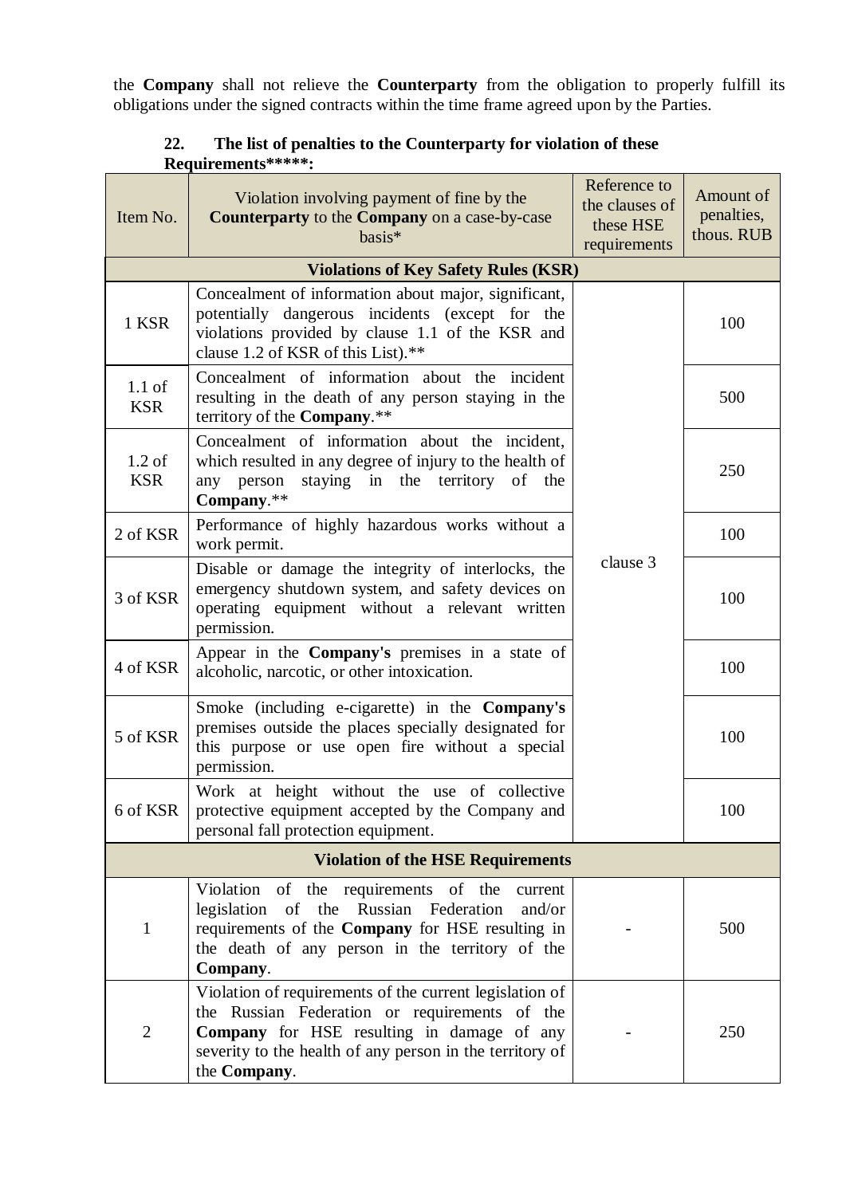the **Company** shall not relieve the **Counterparty** from the obligation to properly fulfill its obligations under the signed contracts within the time frame agreed upon by the Parties.

**22. The list of penalties to the Counterparty for violation of these Requirements*****:**

| Item No. | Violation involving payment of fine by the **Counterparty** to the **Company** on a case-by-case basis* | Reference to the clauses of these HSE requirements | Amount of penalties, thous. RUB |
|---|---|---|---|
| **Violations of Key Safety Rules (KSR)** | | | |
| 1 KSR | Concealment of information about major, significant, potentially dangerous incidents (except for the violations provided by clause 1.1 of the KSR and clause 1.2 of KSR of this List).** | clause 3 | 100 |
| 1.1 of KSR | Concealment of information about the incident resulting in the death of any person staying in the territory of the **Company**.** | | 500 |
| 1.2 of KSR | Concealment of information about the incident, which resulted in any degree of injury to the health of any person staying in the territory of the **Company**.** | | 250 |
| 2 of KSR | Performance of highly hazardous works without a work permit. | | 100 |
| 3 of KSR | Disable or damage the integrity of interlocks, the emergency shutdown system, and safety devices on operating equipment without a relevant written permission. | | 100 |
| 4 of KSR | Appear in the **Company's** premises in a state of alcoholic, narcotic, or other intoxication. | | 100 |
| 5 of KSR | Smoke (including e-cigarette) in the **Company's** premises outside the places specially designated for this purpose or use open fire without a special permission. | | 100 |
| 6 of KSR | Work at height without the use of collective protective equipment accepted by the Company and personal fall protection equipment. | | 100 |
| **Violation of the HSE Requirements** | | | |
| 1 | Violation of the requirements of the current legislation of the Russian Federation and/or requirements of the **Company** for HSE resulting in the death of any person in the territory of the **Company**. | - | 500 |
| 2 | Violation of requirements of the current legislation of the Russian Federation or requirements of the **Company** for HSE resulting in damage of any severity to the health of any person in the territory of the **Company**. | - | 250 |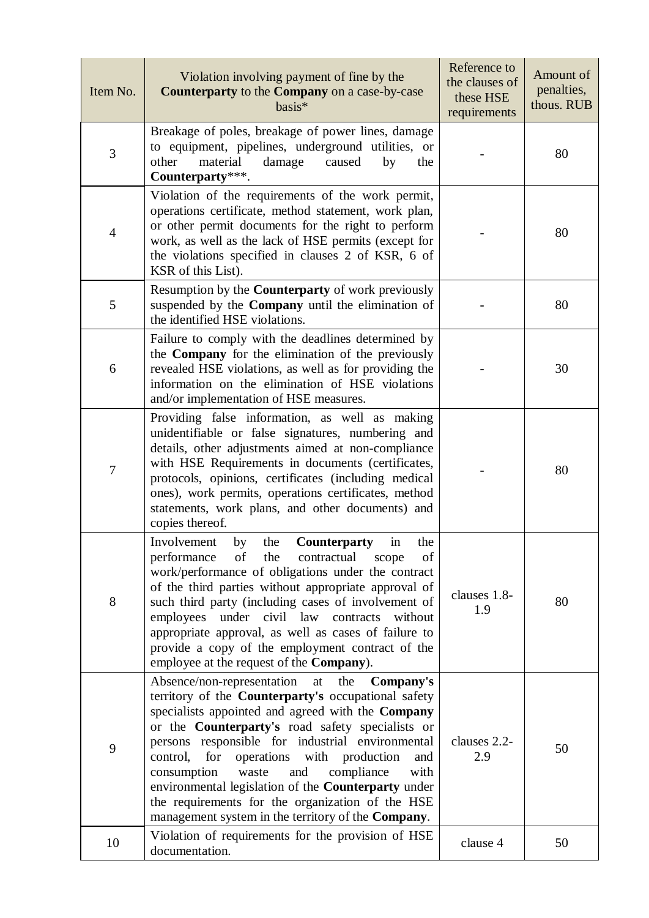| Item No. | Violation involving payment of fine by the **Counterparty** to the **Company** on a case-by-case basis* | Reference to the clauses of these HSE requirements | Amount of penalties, thous. RUB |
|---|---|---|---|
| 3 | Breakage of poles, breakage of power lines, damage to equipment, pipelines, underground utilities, or other material damage caused by the **Counterparty*****. | - | 80 |
| 4 | Violation of the requirements of the work permit, operations certificate, method statement, work plan, or other permit documents for the right to perform work, as well as the lack of HSE permits (except for the violations specified in clauses 2 of KSR, 6 of KSR of this List). | - | 80 |
| 5 | Resumption by the **Counterparty** of work previously suspended by the **Company** until the elimination of the identified HSE violations. | - | 80 |
| 6 | Failure to comply with the deadlines determined by the **Company** for the elimination of the previously revealed HSE violations, as well as for providing the information on the elimination of HSE violations and/or implementation of HSE measures. | - | 30 |
| 7 | Providing false information, as well as making unidentifiable or false signatures, numbering and details, other adjustments aimed at non-compliance with HSE Requirements in documents (certificates, protocols, opinions, certificates (including medical ones), work permits, operations certificates, method statements, work plans, and other documents) and copies thereof. | - | 80 |
| 8 | Involvement by the **Counterparty** in the performance of the contractual scope of work/performance of obligations under the contract of the third parties without appropriate approval of such third party (including cases of involvement of employees under civil law contracts without appropriate approval, as well as cases of failure to provide a copy of the employment contract of the employee at the request of the **Company**). | clauses 1.8-1.9 | 80 |
| 9 | Absence/non-representation at the **Company's** territory of the **Counterparty's** occupational safety specialists appointed and agreed with the **Company** or the **Counterparty's** road safety specialists or persons responsible for industrial environmental control, for operations with production and consumption waste and compliance with environmental legislation of the **Counterparty** under the requirements for the organization of the HSE management system in the territory of the **Company**. | clauses 2.2-2.9 | 50 |
| 10 | Violation of requirements for the provision of HSE documentation. | clause 4 | 50 |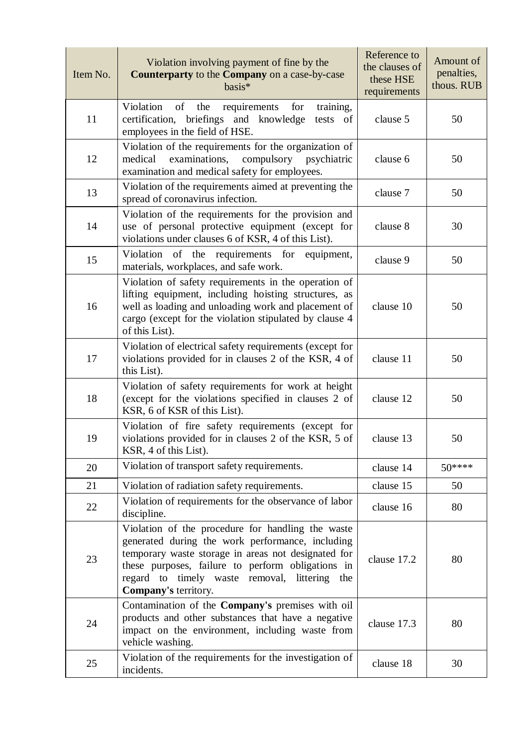| Item No. | Violation involving payment of fine by the **Counterparty** to the **Company** on a case-by-case basis* | Reference to the clauses of these HSE requirements | Amount of penalties, thous. RUB |
|---|---|---|---|
| 11 | Violation of the requirements for training, certification, briefings and knowledge tests of employees in the field of HSE. | clause 5 | 50 |
| 12 | Violation of the requirements for the organization of medical examinations, compulsory psychiatric examination and medical safety for employees. | clause 6 | 50 |
| 13 | Violation of the requirements aimed at preventing the spread of coronavirus infection. | clause 7 | 50 |
| 14 | Violation of the requirements for the provision and use of personal protective equipment (except for violations under clauses 6 of KSR, 4 of this List). | clause 8 | 30 |
| 15 | Violation of the requirements for equipment, materials, workplaces, and safe work. | clause 9 | 50 |
| 16 | Violation of safety requirements in the operation of lifting equipment, including hoisting structures, as well as loading and unloading work and placement of cargo (except for the violation stipulated by clause 4 of this List). | clause 10 | 50 |
| 17 | Violation of electrical safety requirements (except for violations provided for in clauses 2 of the KSR, 4 of this List). | clause 11 | 50 |
| 18 | Violation of safety requirements for work at height (except for the violations specified in clauses 2 of KSR, 6 of KSR of this List). | clause 12 | 50 |
| 19 | Violation of fire safety requirements (except for violations provided for in clauses 2 of the KSR, 5 of KSR, 4 of this List). | clause 13 | 50 |
| 20 | Violation of transport safety requirements. | clause 14 | 50**** |
| 21 | Violation of radiation safety requirements. | clause 15 | 50 |
| 22 | Violation of requirements for the observance of labor discipline. | clause 16 | 80 |
| 23 | Violation of the procedure for handling the waste generated during the work performance, including temporary waste storage in areas not designated for these purposes, failure to perform obligations in regard to timely waste removal, littering the **Company's** territory. | clause 17.2 | 80 |
| 24 | Contamination of the **Company's** premises with oil products and other substances that have a negative impact on the environment, including waste from vehicle washing. | clause 17.3 | 80 |
| 25 | Violation of the requirements for the investigation of incidents. | clause 18 | 30 |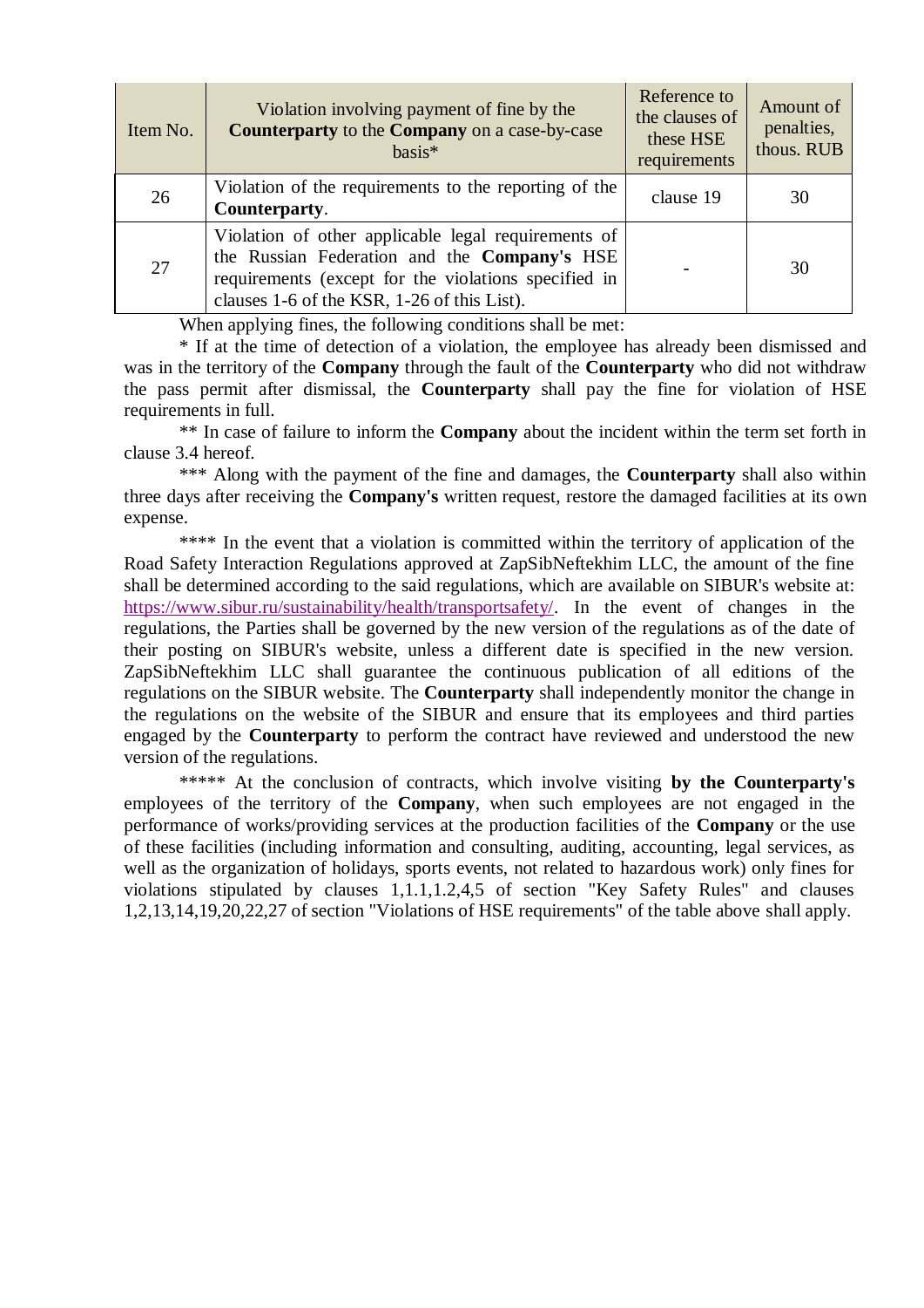| Item No. | Violation involving payment of fine by the **Counterparty** to the **Company** on a case-by-case basis* | Reference to the clauses of these HSE requirements | Amount of penalties, thous. RUB |
|---|---|---|---|
| 26 | Violation of the requirements to the reporting of the **Counterparty**. | clause 19 | 30 |
| 27 | Violation of other applicable legal requirements of the Russian Federation and the **Company's** HSE requirements (except for the violations specified in clauses 1-6 of the KSR, 1-26 of this List). | - | 30 |

When applying fines, the following conditions shall be met:

* If at the time of detection of a violation, the employee has already been dismissed and was in the territory of the **Company** through the fault of the **Counterparty** who did not withdraw the pass permit after dismissal, the **Counterparty** shall pay the fine for violation of HSE requirements in full.

** In case of failure to inform the **Company** about the incident within the term set forth in clause 3.4 hereof.

*** Along with the payment of the fine and damages, the **Counterparty** shall also within three days after receiving the **Company's** written request, restore the damaged facilities at its own expense.

**** In the event that a violation is committed within the territory of application of the Road Safety Interaction Regulations approved at ZapSibNeftekhim LLC, the amount of the fine shall be determined according to the said regulations, which are available on SIBUR's website at: https://www.sibur.ru/sustainability/health/transportsafety/. In the event of changes in the regulations, the Parties shall be governed by the new version of the regulations as of the date of their posting on SIBUR's website, unless a different date is specified in the new version. ZapSibNeftekhim LLC shall guarantee the continuous publication of all editions of the regulations on the SIBUR website. The **Counterparty** shall independently monitor the change in the regulations on the website of the SIBUR and ensure that its employees and third parties engaged by the **Counterparty** to perform the contract have reviewed and understood the new version of the regulations.

***** At the conclusion of contracts, which involve visiting **by the Counterparty's** employees of the territory of the **Company**, when such employees are not engaged in the performance of works/providing services at the production facilities of the **Company** or the use of these facilities (including information and consulting, auditing, accounting, legal services, as well as the organization of holidays, sports events, not related to hazardous work) only fines for violations stipulated by clauses 1,1.1,1.2,4,5 of section "Key Safety Rules" and clauses 1,2,13,14,19,20,22,27 of section "Violations of HSE requirements" of the table above shall apply.